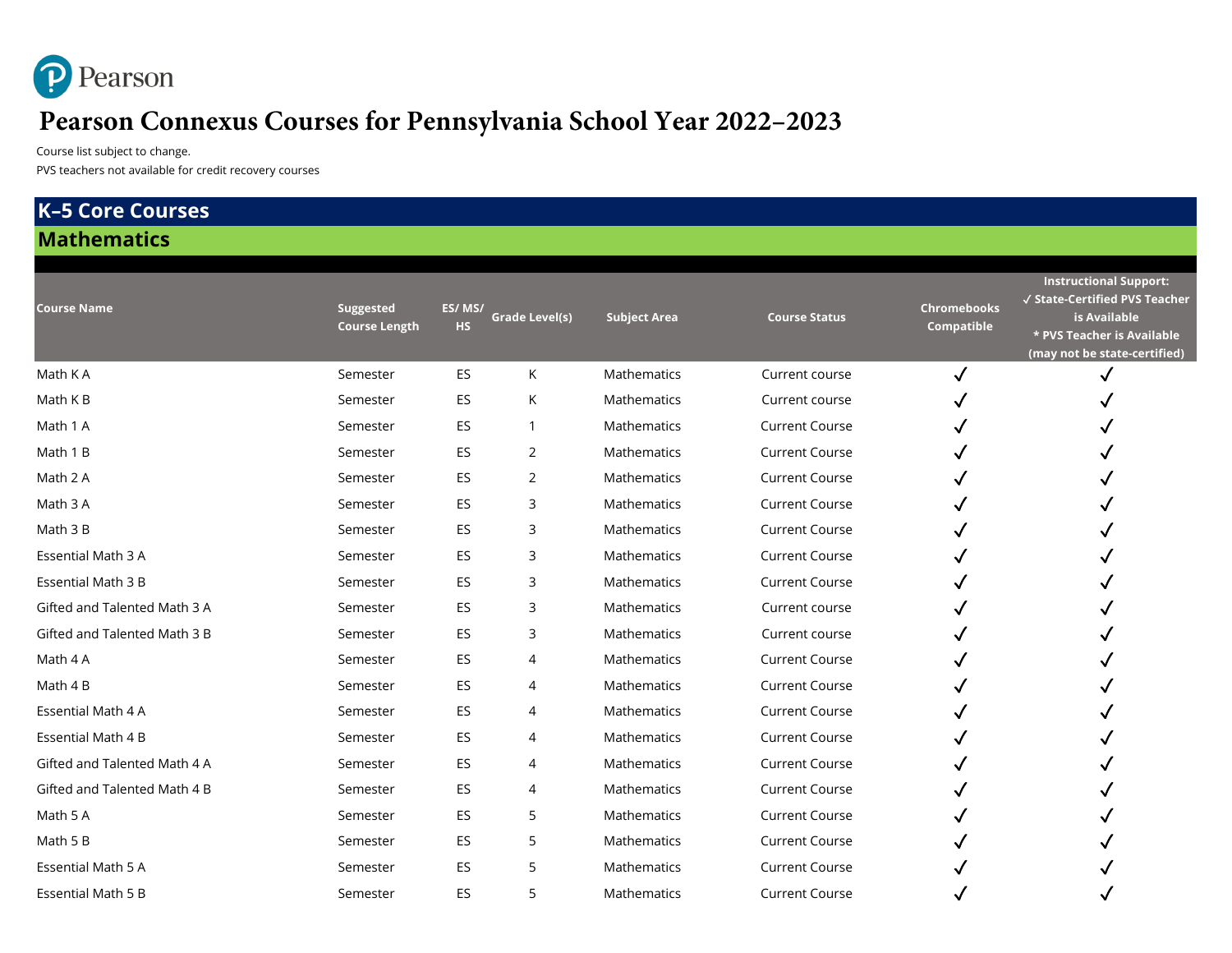# Pearson Connexus Courses for Pennsylvania School Year 2022–2023

Course list subject to change.

PVS teachers not available for credit recovery courses

## K–5 Core Courses

### Mathematics

| Course Name | Suggested Course Length | ES/ MS/ HS | Grade Level(s) | Subject Area | Course Status | Chromebooks Compatible | Instructional Support: ✓ State-Certified PVS Teacher is Available * PVS Teacher is Available (may not be state-certified) |
|---|---|---|---|---|---|---|---|
| Math K A | Semester | ES | K | Mathematics | Current course | ✓ | ✓ |
| Math K B | Semester | ES | K | Mathematics | Current course | ✓ | ✓ |
| Math 1 A | Semester | ES | 1 | Mathematics | Current Course | ✓ | ✓ |
| Math 1 B | Semester | ES | 2 | Mathematics | Current Course | ✓ | ✓ |
| Math 2 A | Semester | ES | 2 | Mathematics | Current Course | ✓ | ✓ |
| Math 3 A | Semester | ES | 3 | Mathematics | Current Course | ✓ | ✓ |
| Math 3 B | Semester | ES | 3 | Mathematics | Current Course | ✓ | ✓ |
| Essential Math 3 A | Semester | ES | 3 | Mathematics | Current Course | ✓ | ✓ |
| Essential Math 3 B | Semester | ES | 3 | Mathematics | Current Course | ✓ | ✓ |
| Gifted and Talented Math 3 A | Semester | ES | 3 | Mathematics | Current course | ✓ | ✓ |
| Gifted and Talented Math 3 B | Semester | ES | 3 | Mathematics | Current course | ✓ | ✓ |
| Math 4 A | Semester | ES | 4 | Mathematics | Current Course | ✓ | ✓ |
| Math 4 B | Semester | ES | 4 | Mathematics | Current Course | ✓ | ✓ |
| Essential Math 4 A | Semester | ES | 4 | Mathematics | Current Course | ✓ | ✓ |
| Essential Math 4 B | Semester | ES | 4 | Mathematics | Current Course | ✓ | ✓ |
| Gifted and Talented Math 4 A | Semester | ES | 4 | Mathematics | Current Course | ✓ | ✓ |
| Gifted and Talented Math 4 B | Semester | ES | 4 | Mathematics | Current Course | ✓ | ✓ |
| Math 5 A | Semester | ES | 5 | Mathematics | Current Course | ✓ | ✓ |
| Math 5 B | Semester | ES | 5 | Mathematics | Current Course | ✓ | ✓ |
| Essential Math 5 A | Semester | ES | 5 | Mathematics | Current Course | ✓ | ✓ |
| Essential Math 5 B | Semester | ES | 5 | Mathematics | Current Course | ✓ | ✓ |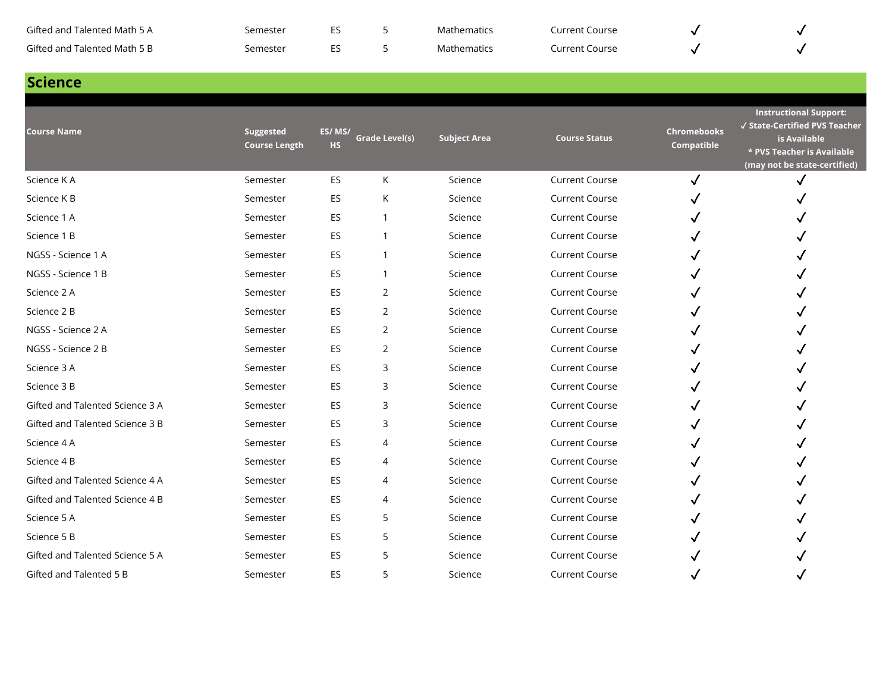| | | | | | | | |
|---|---|---|---|---|---|---|---|
| Gifted and Talented Math 5 A | Semester | ES | 5 | Mathematics | Current Course | ✓ | ✓ |
| Gifted and Talented Math 5 B | Semester | ES | 5 | Mathematics | Current Course | ✓ | ✓ |

## Science

| Course Name | Suggested Course Length | ES/ MS/ HS | Grade Level(s) | Subject Area | Course Status | Chromebooks Compatible | Instructional Support: ✓ State-Certified PVS Teacher is Available * PVS Teacher is Available (may not be state-certified) |
|---|---|---|---|---|---|---|---|
| Science K A | Semester | ES | K | Science | Current Course | ✓ | ✓ |
| Science K B | Semester | ES | K | Science | Current Course | ✓ | ✓ |
| Science 1 A | Semester | ES | 1 | Science | Current Course | ✓ | ✓ |
| Science 1 B | Semester | ES | 1 | Science | Current Course | ✓ | ✓ |
| NGSS - Science 1 A | Semester | ES | 1 | Science | Current Course | ✓ | ✓ |
| NGSS - Science 1 B | Semester | ES | 1 | Science | Current Course | ✓ | ✓ |
| Science 2 A | Semester | ES | 2 | Science | Current Course | ✓ | ✓ |
| Science 2 B | Semester | ES | 2 | Science | Current Course | ✓ | ✓ |
| NGSS - Science 2 A | Semester | ES | 2 | Science | Current Course | ✓ | ✓ |
| NGSS - Science 2 B | Semester | ES | 2 | Science | Current Course | ✓ | ✓ |
| Science 3 A | Semester | ES | 3 | Science | Current Course | ✓ | ✓ |
| Science 3 B | Semester | ES | 3 | Science | Current Course | ✓ | ✓ |
| Gifted and Talented Science 3 A | Semester | ES | 3 | Science | Current Course | ✓ | ✓ |
| Gifted and Talented Science 3 B | Semester | ES | 3 | Science | Current Course | ✓ | ✓ |
| Science 4 A | Semester | ES | 4 | Science | Current Course | ✓ | ✓ |
| Science 4 B | Semester | ES | 4 | Science | Current Course | ✓ | ✓ |
| Gifted and Talented Science 4 A | Semester | ES | 4 | Science | Current Course | ✓ | ✓ |
| Gifted and Talented Science 4 B | Semester | ES | 4 | Science | Current Course | ✓ | ✓ |
| Science 5 A | Semester | ES | 5 | Science | Current Course | ✓ | ✓ |
| Science 5 B | Semester | ES | 5 | Science | Current Course | ✓ | ✓ |
| Gifted and Talented Science 5 A | Semester | ES | 5 | Science | Current Course | ✓ | ✓ |
| Gifted and Talented 5 B | Semester | ES | 5 | Science | Current Course | ✓ | ✓ |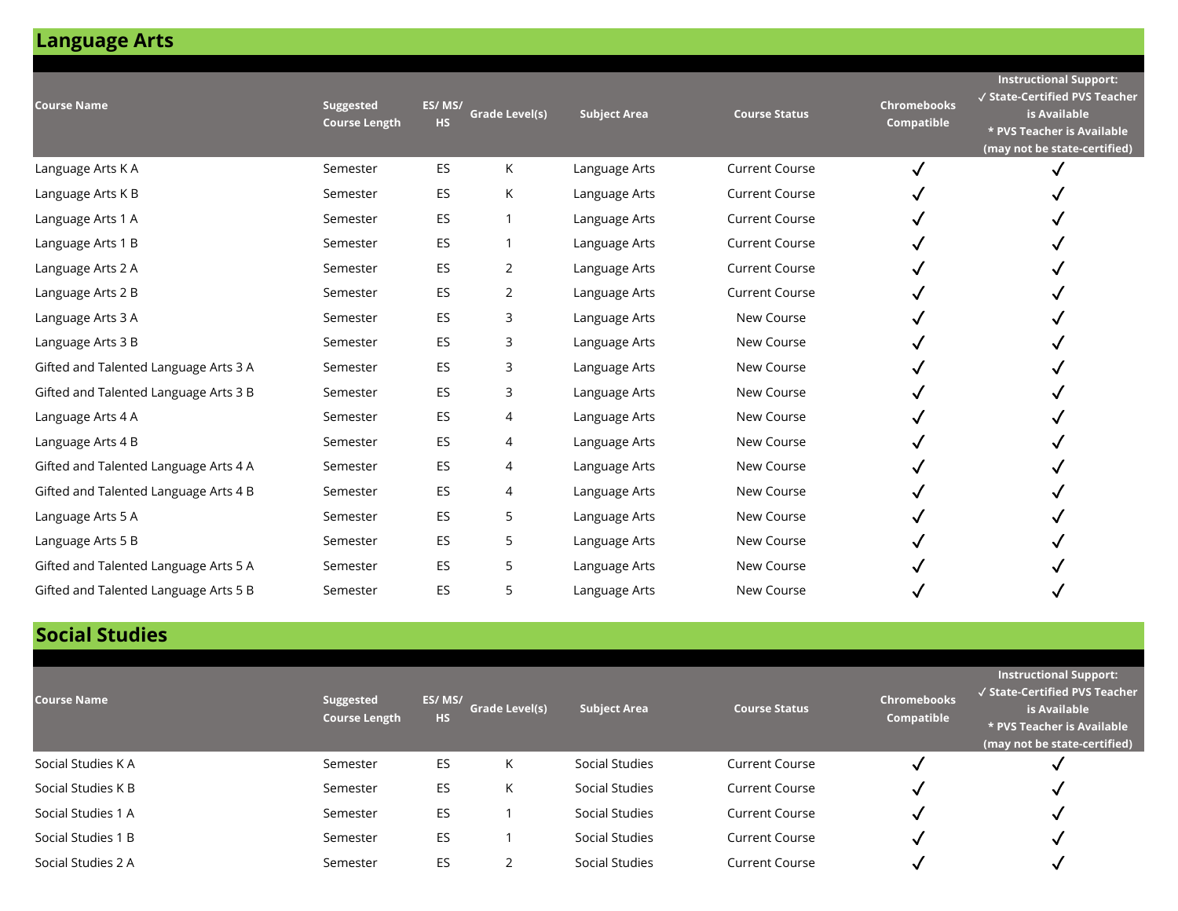## Language Arts

| Course Name | Suggested Course Length | ES/ MS/ HS | Grade Level(s) | Subject Area | Course Status | Chromebooks Compatible | Instructional Support: ✓ State-Certified PVS Teacher is Available * PVS Teacher is Available (may not be state-certified) |
|---|---|---|---|---|---|---|---|
| Language Arts K A | Semester | ES | K | Language Arts | Current Course | ✓ | ✓ |
| Language Arts K B | Semester | ES | K | Language Arts | Current Course | ✓ | ✓ |
| Language Arts 1 A | Semester | ES | 1 | Language Arts | Current Course | ✓ | ✓ |
| Language Arts 1 B | Semester | ES | 1 | Language Arts | Current Course | ✓ | ✓ |
| Language Arts 2 A | Semester | ES | 2 | Language Arts | Current Course | ✓ | ✓ |
| Language Arts 2 B | Semester | ES | 2 | Language Arts | Current Course | ✓ | ✓ |
| Language Arts 3 A | Semester | ES | 3 | Language Arts | New Course | ✓ | ✓ |
| Language Arts 3 B | Semester | ES | 3 | Language Arts | New Course | ✓ | ✓ |
| Gifted and Talented Language Arts 3 A | Semester | ES | 3 | Language Arts | New Course | ✓ | ✓ |
| Gifted and Talented Language Arts 3 B | Semester | ES | 3 | Language Arts | New Course | ✓ | ✓ |
| Language Arts 4 A | Semester | ES | 4 | Language Arts | New Course | ✓ | ✓ |
| Language Arts 4 B | Semester | ES | 4 | Language Arts | New Course | ✓ | ✓ |
| Gifted and Talented Language Arts 4 A | Semester | ES | 4 | Language Arts | New Course | ✓ | ✓ |
| Gifted and Talented Language Arts 4 B | Semester | ES | 4 | Language Arts | New Course | ✓ | ✓ |
| Language Arts 5 A | Semester | ES | 5 | Language Arts | New Course | ✓ | ✓ |
| Language Arts 5 B | Semester | ES | 5 | Language Arts | New Course | ✓ | ✓ |
| Gifted and Talented Language Arts 5 A | Semester | ES | 5 | Language Arts | New Course | ✓ | ✓ |
| Gifted and Talented Language Arts 5 B | Semester | ES | 5 | Language Arts | New Course | ✓ | ✓ |

## Social Studies

| Course Name | Suggested Course Length | ES/ MS/ HS | Grade Level(s) | Subject Area | Course Status | Chromebooks Compatible | Instructional Support: ✓ State-Certified PVS Teacher is Available * PVS Teacher is Available (may not be state-certified) |
|---|---|---|---|---|---|---|---|
| Social Studies K A | Semester | ES | K | Social Studies | Current Course | ✓ | ✓ |
| Social Studies K B | Semester | ES | K | Social Studies | Current Course | ✓ | ✓ |
| Social Studies 1 A | Semester | ES | 1 | Social Studies | Current Course | ✓ | ✓ |
| Social Studies 1 B | Semester | ES | 1 | Social Studies | Current Course | ✓ | ✓ |
| Social Studies 2 A | Semester | ES | 2 | Social Studies | Current Course | ✓ | ✓ |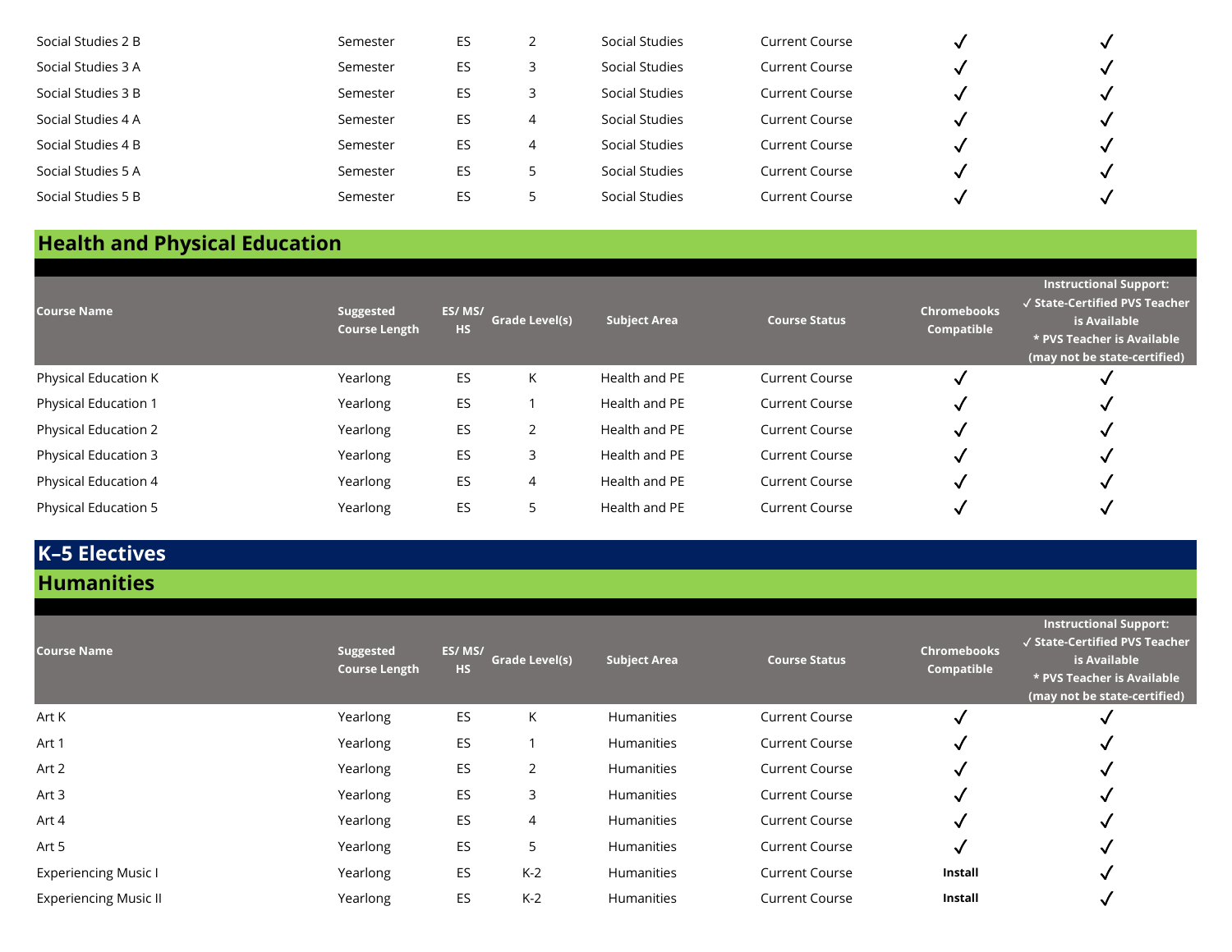| | | | | | | | |
|---|---|---|---|---|---|---|---|
| Social Studies 2 B | Semester | ES | 2 | Social Studies | Current Course | ✓ | ✓ |
| Social Studies 3 A | Semester | ES | 3 | Social Studies | Current Course | ✓ | ✓ |
| Social Studies 3 B | Semester | ES | 3 | Social Studies | Current Course | ✓ | ✓ |
| Social Studies 4 A | Semester | ES | 4 | Social Studies | Current Course | ✓ | ✓ |
| Social Studies 4 B | Semester | ES | 4 | Social Studies | Current Course | ✓ | ✓ |
| Social Studies 5 A | Semester | ES | 5 | Social Studies | Current Course | ✓ | ✓ |
| Social Studies 5 B | Semester | ES | 5 | Social Studies | Current Course | ✓ | ✓ |

## Health and Physical Education

| Course Name | Suggested Course Length | ES/ MS/ HS | Grade Level(s) | Subject Area | Course Status | Chromebooks Compatible | Instructional Support: ✓ State-Certified PVS Teacher is Available * PVS Teacher is Available (may not be state-certified) |
|---|---|---|---|---|---|---|---|
| Physical Education K | Yearlong | ES | K | Health and PE | Current Course | ✓ | ✓ |
| Physical Education 1 | Yearlong | ES | 1 | Health and PE | Current Course | ✓ | ✓ |
| Physical Education 2 | Yearlong | ES | 2 | Health and PE | Current Course | ✓ | ✓ |
| Physical Education 3 | Yearlong | ES | 3 | Health and PE | Current Course | ✓ | ✓ |
| Physical Education 4 | Yearlong | ES | 4 | Health and PE | Current Course | ✓ | ✓ |
| Physical Education 5 | Yearlong | ES | 5 | Health and PE | Current Course | ✓ | ✓ |

# K–5 Electives

## Humanities

| Course Name | Suggested Course Length | ES/ MS/ HS | Grade Level(s) | Subject Area | Course Status | Chromebooks Compatible | Instructional Support: ✓ State-Certified PVS Teacher is Available * PVS Teacher is Available (may not be state-certified) |
|---|---|---|---|---|---|---|---|
| Art K | Yearlong | ES | K | Humanities | Current Course | ✓ | ✓ |
| Art 1 | Yearlong | ES | 1 | Humanities | Current Course | ✓ | ✓ |
| Art 2 | Yearlong | ES | 2 | Humanities | Current Course | ✓ | ✓ |
| Art 3 | Yearlong | ES | 3 | Humanities | Current Course | ✓ | ✓ |
| Art 4 | Yearlong | ES | 4 | Humanities | Current Course | ✓ | ✓ |
| Art 5 | Yearlong | ES | 5 | Humanities | Current Course | ✓ | ✓ |
| Experiencing Music I | Yearlong | ES | K-2 | Humanities | Current Course | **Install** | ✓ |
| Experiencing Music II | Yearlong | ES | K-2 | Humanities | Current Course | **Install** | ✓ |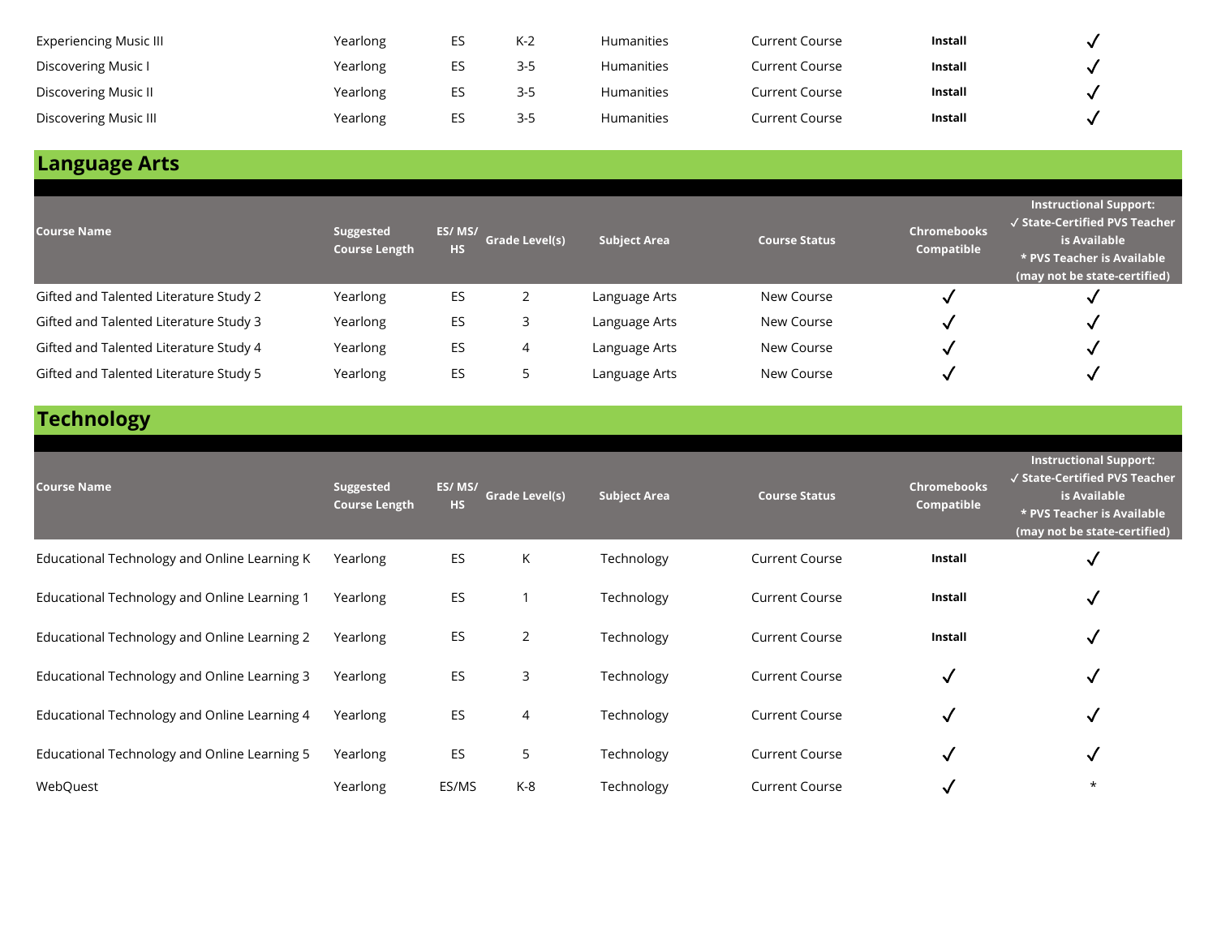| | | | | | | | |
|---|---|---|---|---|---|---|---|
| Experiencing Music III | Yearlong | ES | K-2 | Humanities | Current Course | **Install** | ✓ |
| Discovering Music I | Yearlong | ES | 3-5 | Humanities | Current Course | **Install** | ✓ |
| Discovering Music II | Yearlong | ES | 3-5 | Humanities | Current Course | **Install** | ✓ |
| Discovering Music III | Yearlong | ES | 3-5 | Humanities | Current Course | **Install** | ✓ |

## Language Arts

| Course Name | Suggested Course Length | ES/ MS/ HS | Grade Level(s) | Subject Area | Course Status | Chromebooks Compatible | Instructional Support: ✓ State-Certified PVS Teacher is Available * PVS Teacher is Available (may not be state-certified) |
|---|---|---|---|---|---|---|---|
| Gifted and Talented Literature Study 2 | Yearlong | ES | 2 | Language Arts | New Course | ✓ | ✓ |
| Gifted and Talented Literature Study 3 | Yearlong | ES | 3 | Language Arts | New Course | ✓ | ✓ |
| Gifted and Talented Literature Study 4 | Yearlong | ES | 4 | Language Arts | New Course | ✓ | ✓ |
| Gifted and Talented Literature Study 5 | Yearlong | ES | 5 | Language Arts | New Course | ✓ | ✓ |

## Technology

| Course Name | Suggested Course Length | ES/ MS/ HS | Grade Level(s) | Subject Area | Course Status | Chromebooks Compatible | Instructional Support: ✓ State-Certified PVS Teacher is Available * PVS Teacher is Available (may not be state-certified) |
|---|---|---|---|---|---|---|---|
| Educational Technology and Online Learning K | Yearlong | ES | K | Technology | Current Course | **Install** | ✓ |
| Educational Technology and Online Learning 1 | Yearlong | ES | 1 | Technology | Current Course | **Install** | ✓ |
| Educational Technology and Online Learning 2 | Yearlong | ES | 2 | Technology | Current Course | **Install** | ✓ |
| Educational Technology and Online Learning 3 | Yearlong | ES | 3 | Technology | Current Course | ✓ | ✓ |
| Educational Technology and Online Learning 4 | Yearlong | ES | 4 | Technology | Current Course | ✓ | ✓ |
| Educational Technology and Online Learning 5 | Yearlong | ES | 5 | Technology | Current Course | ✓ | ✓ |
| WebQuest | Yearlong | ES/MS | K-8 | Technology | Current Course | ✓ | * |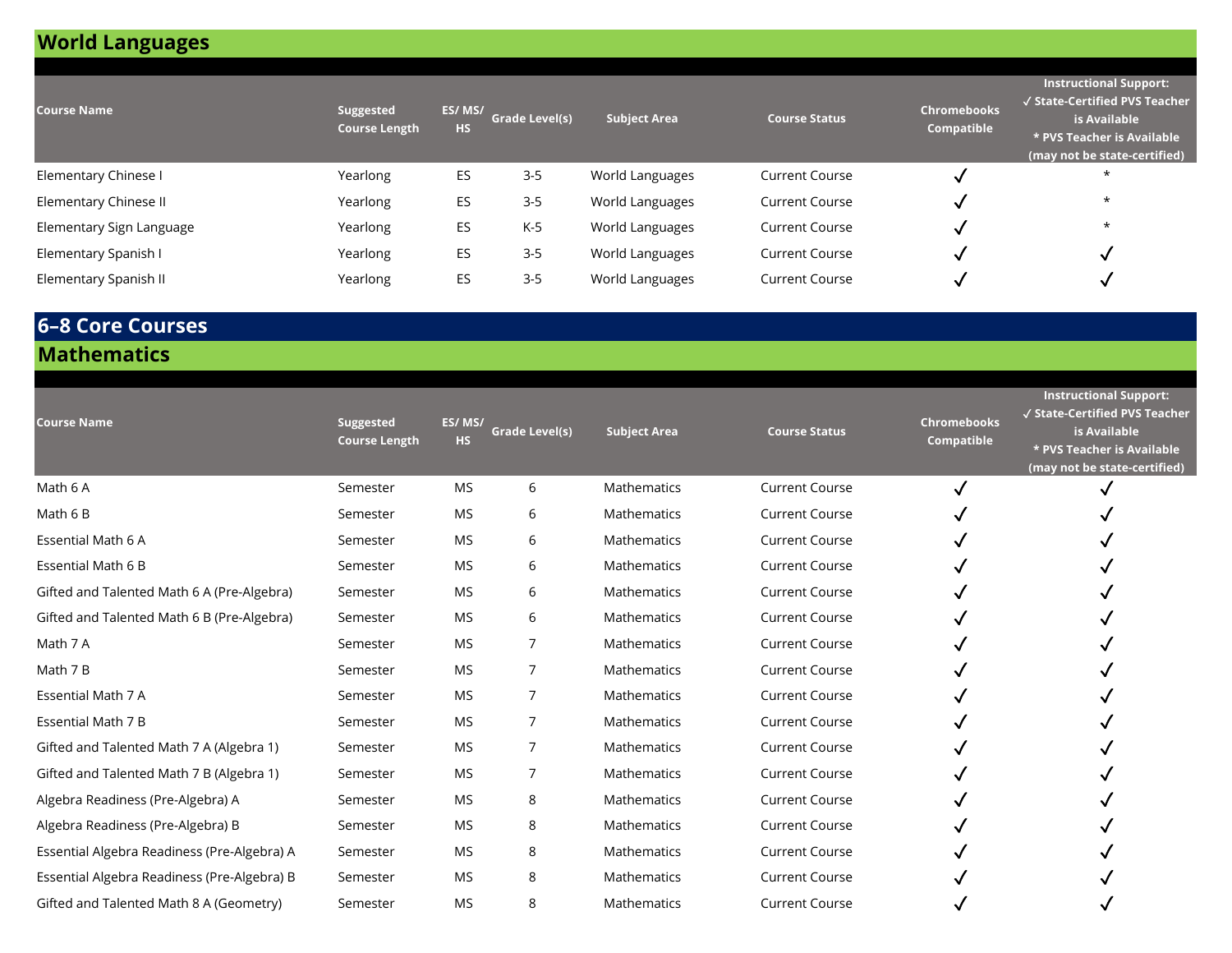## World Languages

| Course Name | Suggested Course Length | ES/ MS/ HS | Grade Level(s) | Subject Area | Course Status | Chromebooks Compatible | Instructional Support: ✓ State-Certified PVS Teacher is Available * PVS Teacher is Available (may not be state-certified) |
|---|---|---|---|---|---|---|---|
| Elementary Chinese I | Yearlong | ES | 3-5 | World Languages | Current Course | ✓ | * |
| Elementary Chinese II | Yearlong | ES | 3-5 | World Languages | Current Course | ✓ | * |
| Elementary Sign Language | Yearlong | ES | K-5 | World Languages | Current Course | ✓ | * |
| Elementary Spanish I | Yearlong | ES | 3-5 | World Languages | Current Course | ✓ | ✓ |
| Elementary Spanish II | Yearlong | ES | 3-5 | World Languages | Current Course | ✓ | ✓ |

# 6–8 Core Courses

## Mathematics

| Course Name | Suggested Course Length | ES/ MS/ HS | Grade Level(s) | Subject Area | Course Status | Chromebooks Compatible | Instructional Support: ✓ State-Certified PVS Teacher is Available * PVS Teacher is Available (may not be state-certified) |
|---|---|---|---|---|---|---|---|
| Math 6 A | Semester | MS | 6 | Mathematics | Current Course | ✓ | ✓ |
| Math 6 B | Semester | MS | 6 | Mathematics | Current Course | ✓ | ✓ |
| Essential Math 6 A | Semester | MS | 6 | Mathematics | Current Course | ✓ | ✓ |
| Essential Math 6 B | Semester | MS | 6 | Mathematics | Current Course | ✓ | ✓ |
| Gifted and Talented Math 6 A (Pre-Algebra) | Semester | MS | 6 | Mathematics | Current Course | ✓ | ✓ |
| Gifted and Talented Math 6 B (Pre-Algebra) | Semester | MS | 6 | Mathematics | Current Course | ✓ | ✓ |
| Math 7 A | Semester | MS | 7 | Mathematics | Current Course | ✓ | ✓ |
| Math 7 B | Semester | MS | 7 | Mathematics | Current Course | ✓ | ✓ |
| Essential Math 7 A | Semester | MS | 7 | Mathematics | Current Course | ✓ | ✓ |
| Essential Math 7 B | Semester | MS | 7 | Mathematics | Current Course | ✓ | ✓ |
| Gifted and Talented Math 7 A (Algebra 1) | Semester | MS | 7 | Mathematics | Current Course | ✓ | ✓ |
| Gifted and Talented Math 7 B (Algebra 1) | Semester | MS | 7 | Mathematics | Current Course | ✓ | ✓ |
| Algebra Readiness (Pre-Algebra) A | Semester | MS | 8 | Mathematics | Current Course | ✓ | ✓ |
| Algebra Readiness (Pre-Algebra) B | Semester | MS | 8 | Mathematics | Current Course | ✓ | ✓ |
| Essential Algebra Readiness (Pre-Algebra) A | Semester | MS | 8 | Mathematics | Current Course | ✓ | ✓ |
| Essential Algebra Readiness (Pre-Algebra) B | Semester | MS | 8 | Mathematics | Current Course | ✓ | ✓ |
| Gifted and Talented Math 8 A (Geometry) | Semester | MS | 8 | Mathematics | Current Course | ✓ | ✓ |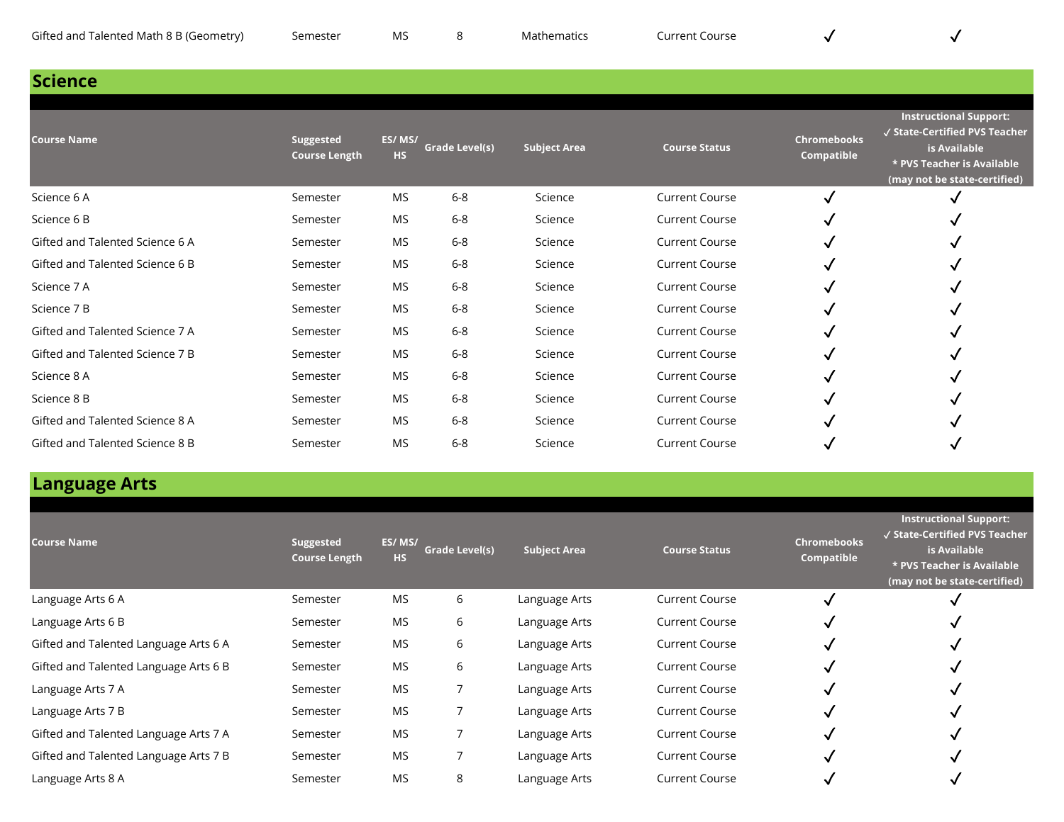| | | | | | | | |
|---|---|---|---|---|---|---|---|
| Gifted and Talented Math 8 B (Geometry) | Semester | MS | 8 | Mathematics | Current Course | ✓ | ✓ |

## Science

| Course Name | Suggested Course Length | ES/ MS/ HS | Grade Level(s) | Subject Area | Course Status | Chromebooks Compatible | Instructional Support: ✓ State-Certified PVS Teacher is Available * PVS Teacher is Available (may not be state-certified) |
|---|---|---|---|---|---|---|---|
| Science 6 A | Semester | MS | 6-8 | Science | Current Course | ✓ | ✓ |
| Science 6 B | Semester | MS | 6-8 | Science | Current Course | ✓ | ✓ |
| Gifted and Talented Science 6 A | Semester | MS | 6-8 | Science | Current Course | ✓ | ✓ |
| Gifted and Talented Science 6 B | Semester | MS | 6-8 | Science | Current Course | ✓ | ✓ |
| Science 7 A | Semester | MS | 6-8 | Science | Current Course | ✓ | ✓ |
| Science 7 B | Semester | MS | 6-8 | Science | Current Course | ✓ | ✓ |
| Gifted and Talented Science 7 A | Semester | MS | 6-8 | Science | Current Course | ✓ | ✓ |
| Gifted and Talented Science 7 B | Semester | MS | 6-8 | Science | Current Course | ✓ | ✓ |
| Science 8 A | Semester | MS | 6-8 | Science | Current Course | ✓ | ✓ |
| Science 8 B | Semester | MS | 6-8 | Science | Current Course | ✓ | ✓ |
| Gifted and Talented Science 8 A | Semester | MS | 6-8 | Science | Current Course | ✓ | ✓ |
| Gifted and Talented Science 8 B | Semester | MS | 6-8 | Science | Current Course | ✓ | ✓ |

## Language Arts

| Course Name | Suggested Course Length | ES/ MS/ HS | Grade Level(s) | Subject Area | Course Status | Chromebooks Compatible | Instructional Support: ✓ State-Certified PVS Teacher is Available * PVS Teacher is Available (may not be state-certified) |
|---|---|---|---|---|---|---|---|
| Language Arts 6 A | Semester | MS | 6 | Language Arts | Current Course | ✓ | ✓ |
| Language Arts 6 B | Semester | MS | 6 | Language Arts | Current Course | ✓ | ✓ |
| Gifted and Talented Language Arts 6 A | Semester | MS | 6 | Language Arts | Current Course | ✓ | ✓ |
| Gifted and Talented Language Arts 6 B | Semester | MS | 6 | Language Arts | Current Course | ✓ | ✓ |
| Language Arts 7 A | Semester | MS | 7 | Language Arts | Current Course | ✓ | ✓ |
| Language Arts 7 B | Semester | MS | 7 | Language Arts | Current Course | ✓ | ✓ |
| Gifted and Talented Language Arts 7 A | Semester | MS | 7 | Language Arts | Current Course | ✓ | ✓ |
| Gifted and Talented Language Arts 7 B | Semester | MS | 7 | Language Arts | Current Course | ✓ | ✓ |
| Language Arts 8 A | Semester | MS | 8 | Language Arts | Current Course | ✓ | ✓ |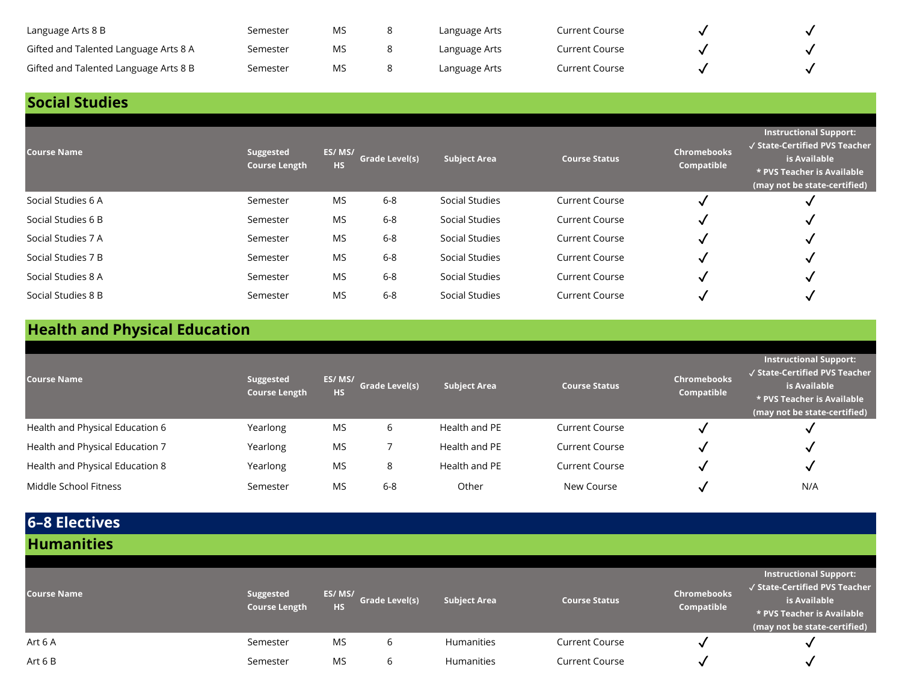| | | | | | | | |
|---|---|---|---|---|---|---|---|
| Language Arts 8 B | Semester | MS | 8 | Language Arts | Current Course | ✓ | ✓ |
| Gifted and Talented Language Arts 8 A | Semester | MS | 8 | Language Arts | Current Course | ✓ | ✓ |
| Gifted and Talented Language Arts 8 B | Semester | MS | 8 | Language Arts | Current Course | ✓ | ✓ |

## Social Studies

| Course Name | Suggested Course Length | ES/ MS/ HS | Grade Level(s) | Subject Area | Course Status | Chromebooks Compatible | Instructional Support: ✓ State-Certified PVS Teacher is Available * PVS Teacher is Available (may not be state-certified) |
|---|---|---|---|---|---|---|---|
| Social Studies 6 A | Semester | MS | 6-8 | Social Studies | Current Course | ✓ | ✓ |
| Social Studies 6 B | Semester | MS | 6-8 | Social Studies | Current Course | ✓ | ✓ |
| Social Studies 7 A | Semester | MS | 6-8 | Social Studies | Current Course | ✓ | ✓ |
| Social Studies 7 B | Semester | MS | 6-8 | Social Studies | Current Course | ✓ | ✓ |
| Social Studies 8 A | Semester | MS | 6-8 | Social Studies | Current Course | ✓ | ✓ |
| Social Studies 8 B | Semester | MS | 6-8 | Social Studies | Current Course | ✓ | ✓ |

## Health and Physical Education

| Course Name | Suggested Course Length | ES/ MS/ HS | Grade Level(s) | Subject Area | Course Status | Chromebooks Compatible | Instructional Support: ✓ State-Certified PVS Teacher is Available * PVS Teacher is Available (may not be state-certified) |
|---|---|---|---|---|---|---|---|
| Health and Physical Education 6 | Yearlong | MS | 6 | Health and PE | Current Course | ✓ | ✓ |
| Health and Physical Education 7 | Yearlong | MS | 7 | Health and PE | Current Course | ✓ | ✓ |
| Health and Physical Education 8 | Yearlong | MS | 8 | Health and PE | Current Course | ✓ | ✓ |
| Middle School Fitness | Semester | MS | 6-8 | Other | New Course | ✓ | N/A |

# 6–8 Electives

## Humanities

| Course Name | Suggested Course Length | ES/ MS/ HS | Grade Level(s) | Subject Area | Course Status | Chromebooks Compatible | Instructional Support: ✓ State-Certified PVS Teacher is Available * PVS Teacher is Available (may not be state-certified) |
|---|---|---|---|---|---|---|---|
| Art 6 A | Semester | MS | 6 | Humanities | Current Course | ✓ | ✓ |
| Art 6 B | Semester | MS | 6 | Humanities | Current Course | ✓ | ✓ |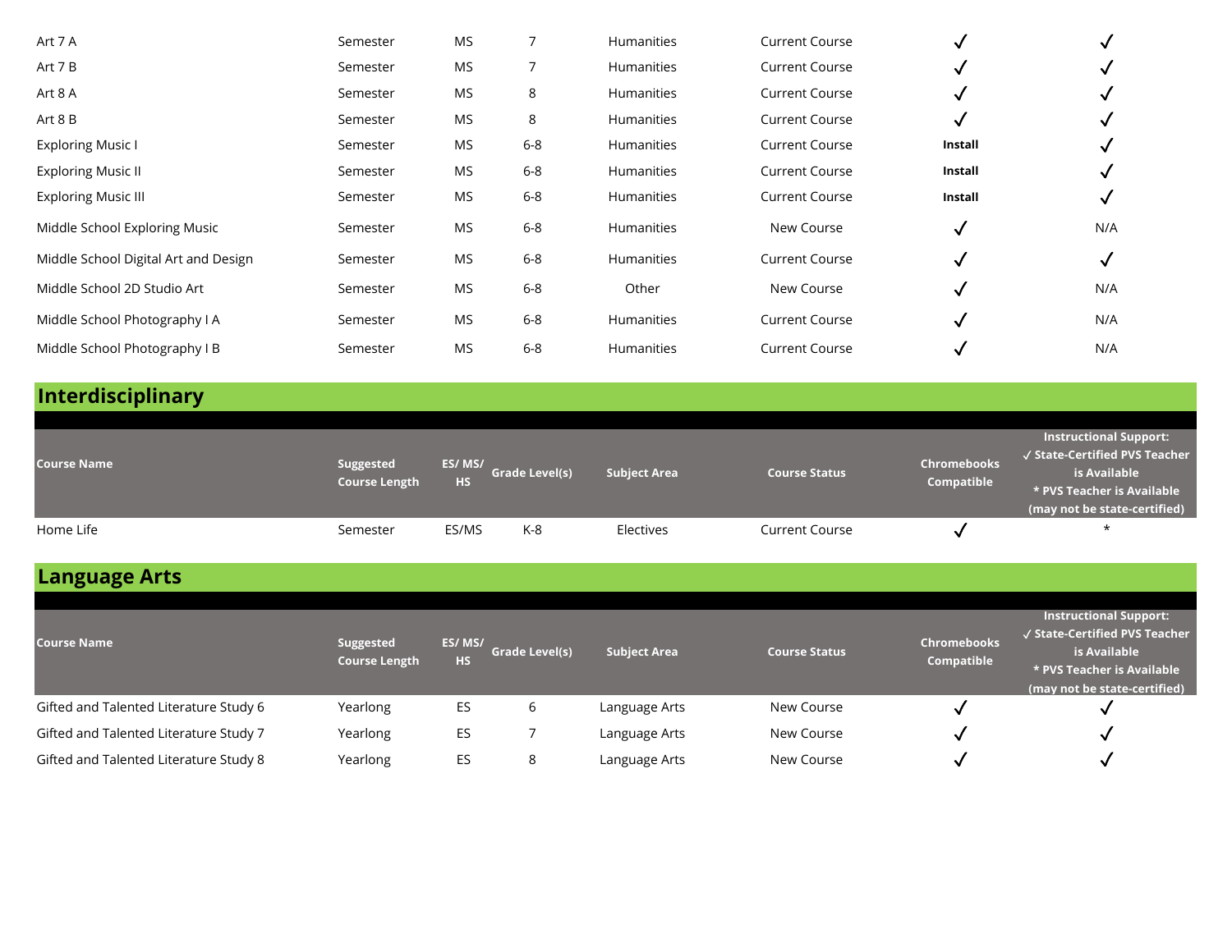| | | | | | | | |
|---|---|---|---|---|---|---|---|
| Art 7 A | Semester | MS | 7 | Humanities | Current Course | ✓ | ✓ |
| Art 7 B | Semester | MS | 7 | Humanities | Current Course | ✓ | ✓ |
| Art 8 A | Semester | MS | 8 | Humanities | Current Course | ✓ | ✓ |
| Art 8 B | Semester | MS | 8 | Humanities | Current Course | ✓ | ✓ |
| Exploring Music I | Semester | MS | 6-8 | Humanities | Current Course | **Install** | ✓ |
| Exploring Music II | Semester | MS | 6-8 | Humanities | Current Course | **Install** | ✓ |
| Exploring Music III | Semester | MS | 6-8 | Humanities | Current Course | **Install** | ✓ |
| Middle School Exploring Music | Semester | MS | 6-8 | Humanities | New Course | ✓ | N/A |
| Middle School Digital Art and Design | Semester | MS | 6-8 | Humanities | Current Course | ✓ | ✓ |
| Middle School 2D Studio Art | Semester | MS | 6-8 | Other | New Course | ✓ | N/A |
| Middle School Photography I A | Semester | MS | 6-8 | Humanities | Current Course | ✓ | N/A |
| Middle School Photography I B | Semester | MS | 6-8 | Humanities | Current Course | ✓ | N/A |

## Interdisciplinary

| Course Name | Suggested Course Length | ES/ MS/ HS | Grade Level(s) | Subject Area | Course Status | Chromebooks Compatible | Instructional Support: ✓ State-Certified PVS Teacher is Available * PVS Teacher is Available (may not be state-certified) |
|---|---|---|---|---|---|---|---|
| Home Life | Semester | ES/MS | K-8 | Electives | Current Course | ✓ | * |

## Language Arts

| Course Name | Suggested Course Length | ES/ MS/ HS | Grade Level(s) | Subject Area | Course Status | Chromebooks Compatible | Instructional Support: ✓ State-Certified PVS Teacher is Available * PVS Teacher is Available (may not be state-certified) |
|---|---|---|---|---|---|---|---|
| Gifted and Talented Literature Study 6 | Yearlong | ES | 6 | Language Arts | New Course | ✓ | ✓ |
| Gifted and Talented Literature Study 7 | Yearlong | ES | 7 | Language Arts | New Course | ✓ | ✓ |
| Gifted and Talented Literature Study 8 | Yearlong | ES | 8 | Language Arts | New Course | ✓ | ✓ |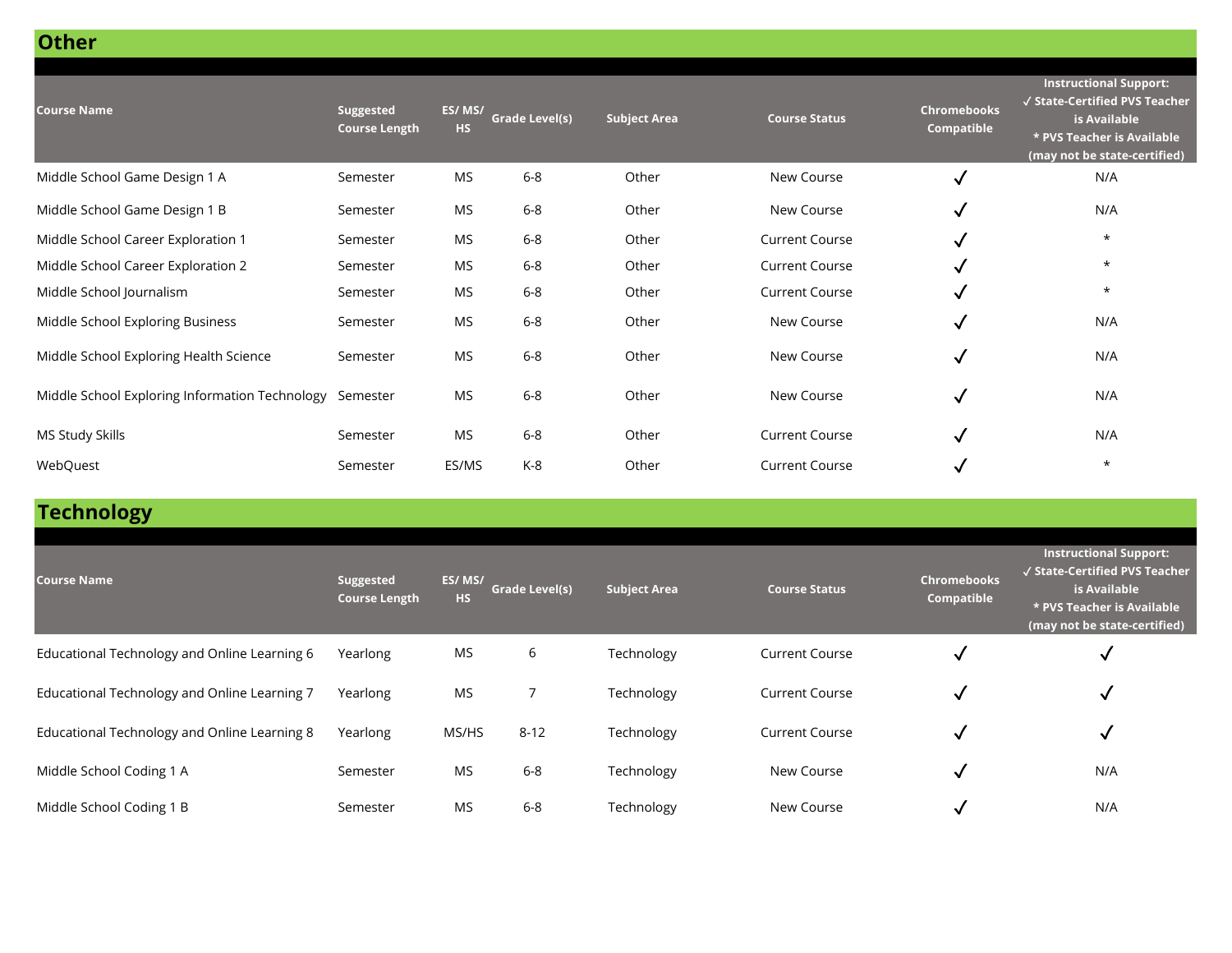## Other

| Course Name | Suggested Course Length | ES/ MS/ HS | Grade Level(s) | Subject Area | Course Status | Chromebooks Compatible | Instructional Support: ✓ State-Certified PVS Teacher is Available * PVS Teacher is Available (may not be state-certified) |
|---|---|---|---|---|---|---|---|
| Middle School Game Design 1 A | Semester | MS | 6-8 | Other | New Course | ✓ | N/A |
| Middle School Game Design 1 B | Semester | MS | 6-8 | Other | New Course | ✓ | N/A |
| Middle School Career Exploration 1 | Semester | MS | 6-8 | Other | Current Course | ✓ | * |
| Middle School Career Exploration 2 | Semester | MS | 6-8 | Other | Current Course | ✓ | * |
| Middle School Journalism | Semester | MS | 6-8 | Other | Current Course | ✓ | * |
| Middle School Exploring Business | Semester | MS | 6-8 | Other | New Course | ✓ | N/A |
| Middle School Exploring Health Science | Semester | MS | 6-8 | Other | New Course | ✓ | N/A |
| Middle School Exploring Information Technology | Semester | MS | 6-8 | Other | New Course | ✓ | N/A |
| MS Study Skills | Semester | MS | 6-8 | Other | Current Course | ✓ | N/A |
| WebQuest | Semester | ES/MS | K-8 | Other | Current Course | ✓ | * |

## Technology

| Course Name | Suggested Course Length | ES/ MS/ HS | Grade Level(s) | Subject Area | Course Status | Chromebooks Compatible | Instructional Support: ✓ State-Certified PVS Teacher is Available * PVS Teacher is Available (may not be state-certified) |
|---|---|---|---|---|---|---|---|
| Educational Technology and Online Learning 6 | Yearlong | MS | 6 | Technology | Current Course | ✓ | ✓ |
| Educational Technology and Online Learning 7 | Yearlong | MS | 7 | Technology | Current Course | ✓ | ✓ |
| Educational Technology and Online Learning 8 | Yearlong | MS/HS | 8-12 | Technology | Current Course | ✓ | ✓ |
| Middle School Coding 1 A | Semester | MS | 6-8 | Technology | New Course | ✓ | N/A |
| Middle School Coding 1 B | Semester | MS | 6-8 | Technology | New Course | ✓ | N/A |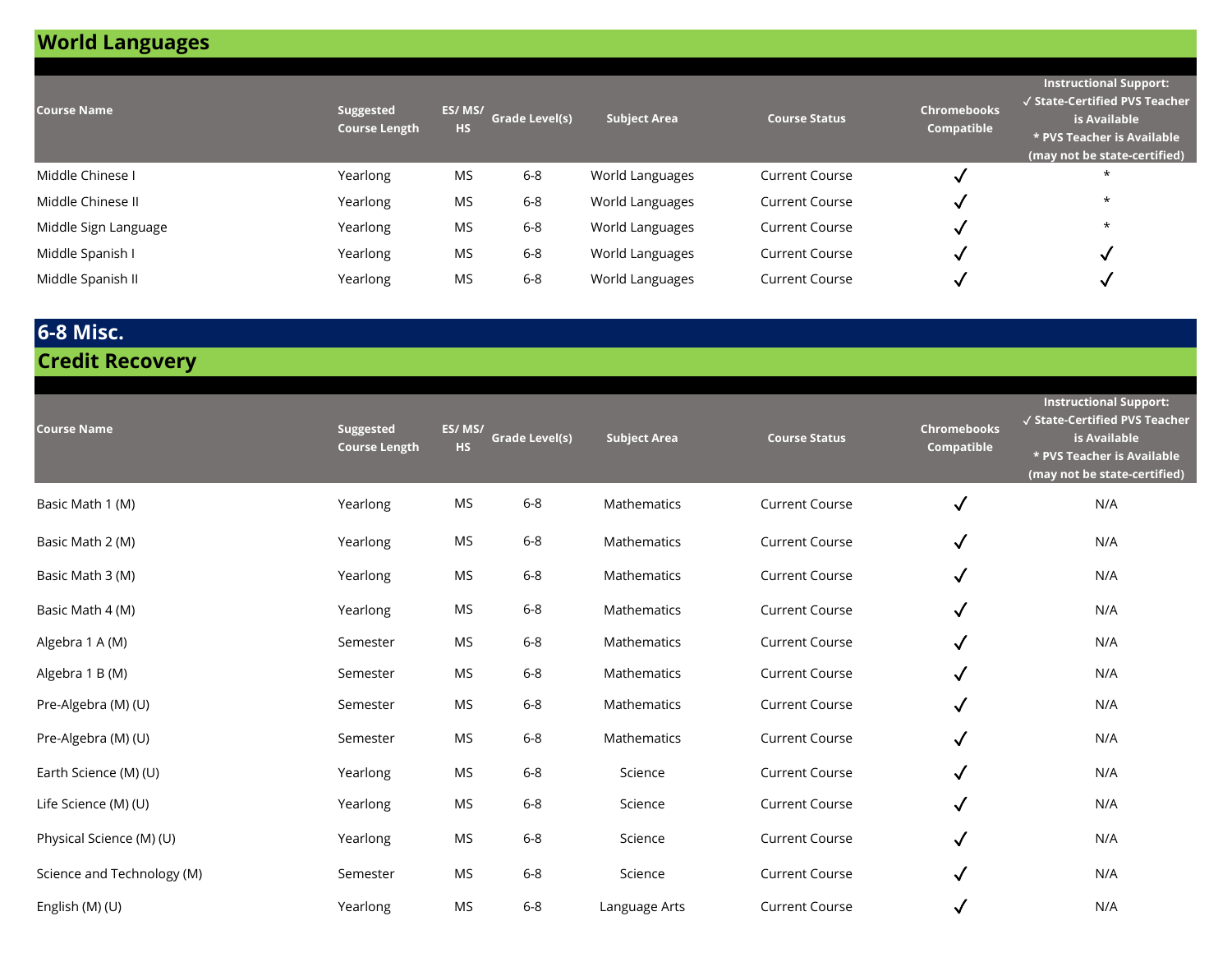## World Languages

| Course Name | Suggested Course Length | ES/ MS/ HS | Grade Level(s) | Subject Area | Course Status | Chromebooks Compatible | Instructional Support: ✓ State-Certified PVS Teacher is Available * PVS Teacher is Available (may not be state-certified) |
|---|---|---|---|---|---|---|---|
| Middle Chinese I | Yearlong | MS | 6-8 | World Languages | Current Course | ✓ | * |
| Middle Chinese II | Yearlong | MS | 6-8 | World Languages | Current Course | ✓ | * |
| Middle Sign Language | Yearlong | MS | 6-8 | World Languages | Current Course | ✓ | * |
| Middle Spanish I | Yearlong | MS | 6-8 | World Languages | Current Course | ✓ | ✓ |
| Middle Spanish II | Yearlong | MS | 6-8 | World Languages | Current Course | ✓ | ✓ |

## 6-8 Misc.

## Credit Recovery

| Course Name | Suggested Course Length | ES/ MS/ HS | Grade Level(s) | Subject Area | Course Status | Chromebooks Compatible | Instructional Support: ✓ State-Certified PVS Teacher is Available * PVS Teacher is Available (may not be state-certified) |
|---|---|---|---|---|---|---|---|
| Basic Math 1 (M) | Yearlong | MS | 6-8 | Mathematics | Current Course | ✓ | N/A |
| Basic Math 2 (M) | Yearlong | MS | 6-8 | Mathematics | Current Course | ✓ | N/A |
| Basic Math 3 (M) | Yearlong | MS | 6-8 | Mathematics | Current Course | ✓ | N/A |
| Basic Math 4 (M) | Yearlong | MS | 6-8 | Mathematics | Current Course | ✓ | N/A |
| Algebra 1 A (M) | Semester | MS | 6-8 | Mathematics | Current Course | ✓ | N/A |
| Algebra 1 B (M) | Semester | MS | 6-8 | Mathematics | Current Course | ✓ | N/A |
| Pre-Algebra (M) (U) | Semester | MS | 6-8 | Mathematics | Current Course | ✓ | N/A |
| Pre-Algebra (M) (U) | Semester | MS | 6-8 | Mathematics | Current Course | ✓ | N/A |
| Earth Science (M) (U) | Yearlong | MS | 6-8 | Science | Current Course | ✓ | N/A |
| Life Science (M) (U) | Yearlong | MS | 6-8 | Science | Current Course | ✓ | N/A |
| Physical Science (M) (U) | Yearlong | MS | 6-8 | Science | Current Course | ✓ | N/A |
| Science and Technology (M) | Semester | MS | 6-8 | Science | Current Course | ✓ | N/A |
| English (M) (U) | Yearlong | MS | 6-8 | Language Arts | Current Course | ✓ | N/A |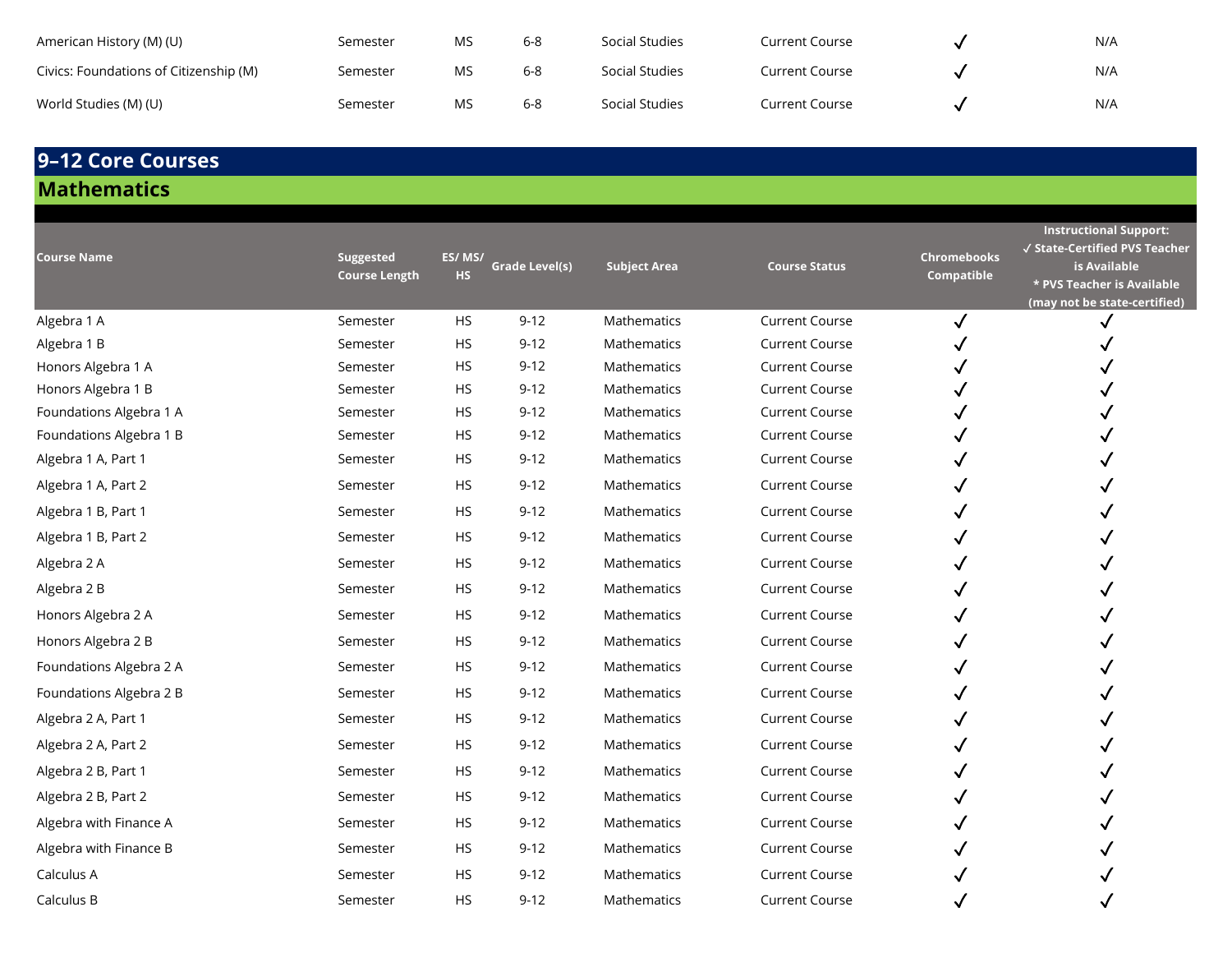| | | | | | | | |
|---|---|---|---|---|---|---|---|
| American History (M) (U) | Semester | MS | 6-8 | Social Studies | Current Course | ✓ | N/A |
| Civics: Foundations of Citizenship (M) | Semester | MS | 6-8 | Social Studies | Current Course | ✓ | N/A |
| World Studies (M) (U) | Semester | MS | 6-8 | Social Studies | Current Course | ✓ | N/A |

## 9–12 Core Courses

### Mathematics

| Course Name | Suggested Course Length | ES/ MS/ HS | Grade Level(s) | Subject Area | Course Status | Chromebooks Compatible | Instructional Support: ✓ State-Certified PVS Teacher is Available * PVS Teacher is Available (may not be state-certified) |
|---|---|---|---|---|---|---|---|
| Algebra 1 A | Semester | HS | 9-12 | Mathematics | Current Course | ✓ | ✓ |
| Algebra 1 B | Semester | HS | 9-12 | Mathematics | Current Course | ✓ | ✓ |
| Honors Algebra 1 A | Semester | HS | 9-12 | Mathematics | Current Course | ✓ | ✓ |
| Honors Algebra 1 B | Semester | HS | 9-12 | Mathematics | Current Course | ✓ | ✓ |
| Foundations Algebra 1 A | Semester | HS | 9-12 | Mathematics | Current Course | ✓ | ✓ |
| Foundations Algebra 1 B | Semester | HS | 9-12 | Mathematics | Current Course | ✓ | ✓ |
| Algebra 1 A, Part 1 | Semester | HS | 9-12 | Mathematics | Current Course | ✓ | ✓ |
| Algebra 1 A, Part 2 | Semester | HS | 9-12 | Mathematics | Current Course | ✓ | ✓ |
| Algebra 1 B, Part 1 | Semester | HS | 9-12 | Mathematics | Current Course | ✓ | ✓ |
| Algebra 1 B, Part 2 | Semester | HS | 9-12 | Mathematics | Current Course | ✓ | ✓ |
| Algebra 2 A | Semester | HS | 9-12 | Mathematics | Current Course | ✓ | ✓ |
| Algebra 2 B | Semester | HS | 9-12 | Mathematics | Current Course | ✓ | ✓ |
| Honors Algebra 2 A | Semester | HS | 9-12 | Mathematics | Current Course | ✓ | ✓ |
| Honors Algebra 2 B | Semester | HS | 9-12 | Mathematics | Current Course | ✓ | ✓ |
| Foundations Algebra 2 A | Semester | HS | 9-12 | Mathematics | Current Course | ✓ | ✓ |
| Foundations Algebra 2 B | Semester | HS | 9-12 | Mathematics | Current Course | ✓ | ✓ |
| Algebra 2 A, Part 1 | Semester | HS | 9-12 | Mathematics | Current Course | ✓ | ✓ |
| Algebra 2 A, Part 2 | Semester | HS | 9-12 | Mathematics | Current Course | ✓ | ✓ |
| Algebra 2 B, Part 1 | Semester | HS | 9-12 | Mathematics | Current Course | ✓ | ✓ |
| Algebra 2 B, Part 2 | Semester | HS | 9-12 | Mathematics | Current Course | ✓ | ✓ |
| Algebra with Finance A | Semester | HS | 9-12 | Mathematics | Current Course | ✓ | ✓ |
| Algebra with Finance B | Semester | HS | 9-12 | Mathematics | Current Course | ✓ | ✓ |
| Calculus A | Semester | HS | 9-12 | Mathematics | Current Course | ✓ | ✓ |
| Calculus B | Semester | HS | 9-12 | Mathematics | Current Course | ✓ | ✓ |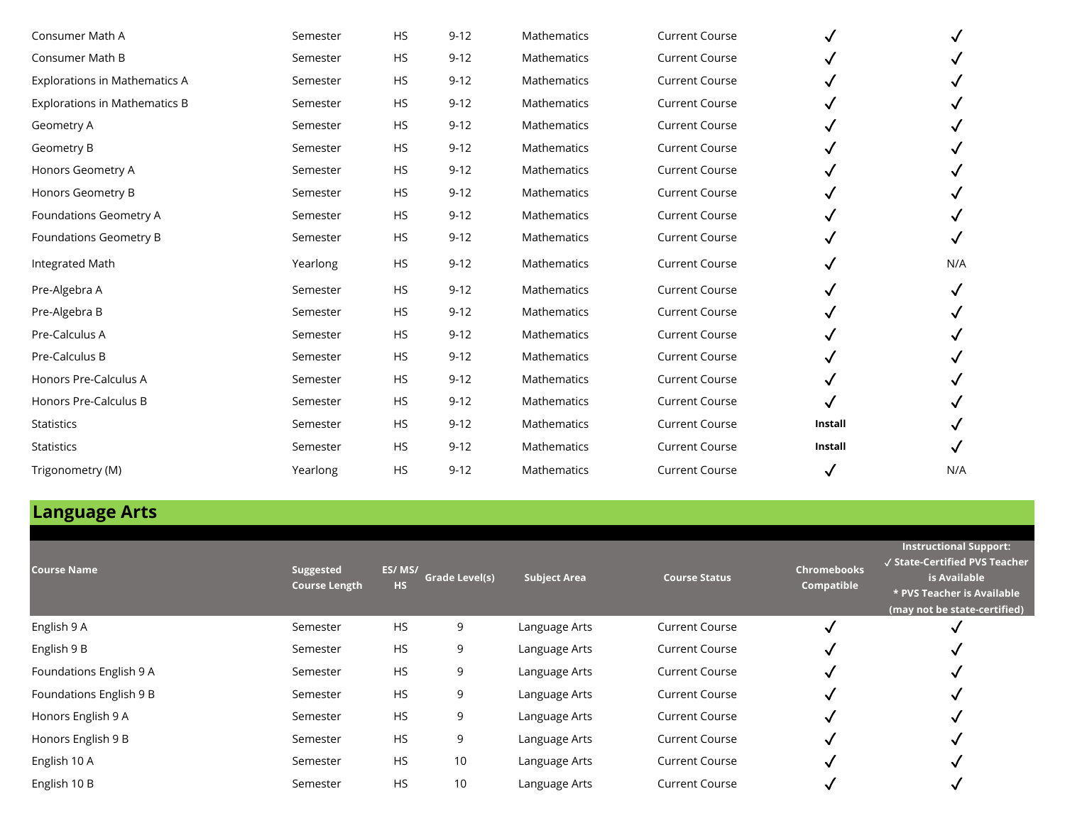| Course Name | Suggested Course Length | ES/ MS/ HS | Grade Level(s) | Subject Area | Course Status | Chromebooks Compatible | Instructional Support: ✓ State-Certified PVS Teacher is Available * PVS Teacher is Available (may not be state-certified) |
|---|---|---|---|---|---|---|---|
| Consumer Math A | Semester | HS | 9-12 | Mathematics | Current Course | ✓ | ✓ |
| Consumer Math B | Semester | HS | 9-12 | Mathematics | Current Course | ✓ | ✓ |
| Explorations in Mathematics A | Semester | HS | 9-12 | Mathematics | Current Course | ✓ | ✓ |
| Explorations in Mathematics B | Semester | HS | 9-12 | Mathematics | Current Course | ✓ | ✓ |
| Geometry A | Semester | HS | 9-12 | Mathematics | Current Course | ✓ | ✓ |
| Geometry B | Semester | HS | 9-12 | Mathematics | Current Course | ✓ | ✓ |
| Honors Geometry A | Semester | HS | 9-12 | Mathematics | Current Course | ✓ | ✓ |
| Honors Geometry B | Semester | HS | 9-12 | Mathematics | Current Course | ✓ | ✓ |
| Foundations Geometry A | Semester | HS | 9-12 | Mathematics | Current Course | ✓ | ✓ |
| Foundations Geometry B | Semester | HS | 9-12 | Mathematics | Current Course | ✓ | ✓ |
| Integrated Math | Yearlong | HS | 9-12 | Mathematics | Current Course | ✓ | N/A |
| Pre-Algebra A | Semester | HS | 9-12 | Mathematics | Current Course | ✓ | ✓ |
| Pre-Algebra B | Semester | HS | 9-12 | Mathematics | Current Course | ✓ | ✓ |
| Pre-Calculus A | Semester | HS | 9-12 | Mathematics | Current Course | ✓ | ✓ |
| Pre-Calculus B | Semester | HS | 9-12 | Mathematics | Current Course | ✓ | ✓ |
| Honors Pre-Calculus A | Semester | HS | 9-12 | Mathematics | Current Course | ✓ | ✓ |
| Honors Pre-Calculus B | Semester | HS | 9-12 | Mathematics | Current Course | ✓ | ✓ |
| Statistics | Semester | HS | 9-12 | Mathematics | Current Course | **Install** | ✓ |
| Statistics | Semester | HS | 9-12 | Mathematics | Current Course | **Install** | ✓ |
| Trigonometry (M) | Yearlong | HS | 9-12 | Mathematics | Current Course | ✓ | N/A |

## Language Arts

| Course Name | Suggested Course Length | ES/ MS/ HS | Grade Level(s) | Subject Area | Course Status | Chromebooks Compatible | Instructional Support: ✓ State-Certified PVS Teacher is Available * PVS Teacher is Available (may not be state-certified) |
|---|---|---|---|---|---|---|---|
| English 9 A | Semester | HS | 9 | Language Arts | Current Course | ✓ | ✓ |
| English 9 B | Semester | HS | 9 | Language Arts | Current Course | ✓ | ✓ |
| Foundations English 9 A | Semester | HS | 9 | Language Arts | Current Course | ✓ | ✓ |
| Foundations English 9 B | Semester | HS | 9 | Language Arts | Current Course | ✓ | ✓ |
| Honors English 9 A | Semester | HS | 9 | Language Arts | Current Course | ✓ | ✓ |
| Honors English 9 B | Semester | HS | 9 | Language Arts | Current Course | ✓ | ✓ |
| English 10 A | Semester | HS | 10 | Language Arts | Current Course | ✓ | ✓ |
| English 10 B | Semester | HS | 10 | Language Arts | Current Course | ✓ | ✓ |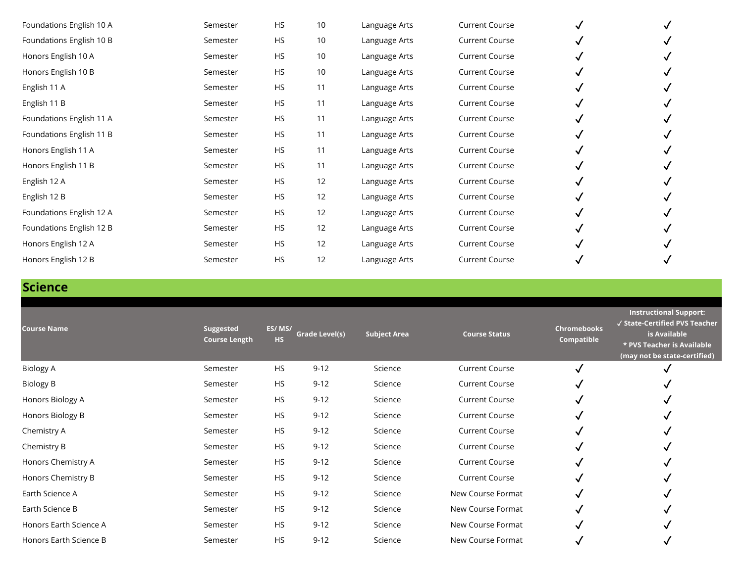| | | | | | | | |
|---|---|---|---|---|---|---|---|
| Foundations English 10 A | Semester | HS | 10 | Language Arts | Current Course | ✓ | ✓ |
| Foundations English 10 B | Semester | HS | 10 | Language Arts | Current Course | ✓ | ✓ |
| Honors English 10 A | Semester | HS | 10 | Language Arts | Current Course | ✓ | ✓ |
| Honors English 10 B | Semester | HS | 10 | Language Arts | Current Course | ✓ | ✓ |
| English 11 A | Semester | HS | 11 | Language Arts | Current Course | ✓ | ✓ |
| English 11 B | Semester | HS | 11 | Language Arts | Current Course | ✓ | ✓ |
| Foundations English 11 A | Semester | HS | 11 | Language Arts | Current Course | ✓ | ✓ |
| Foundations English 11 B | Semester | HS | 11 | Language Arts | Current Course | ✓ | ✓ |
| Honors English 11 A | Semester | HS | 11 | Language Arts | Current Course | ✓ | ✓ |
| Honors English 11 B | Semester | HS | 11 | Language Arts | Current Course | ✓ | ✓ |
| English 12 A | Semester | HS | 12 | Language Arts | Current Course | ✓ | ✓ |
| English 12 B | Semester | HS | 12 | Language Arts | Current Course | ✓ | ✓ |
| Foundations English 12 A | Semester | HS | 12 | Language Arts | Current Course | ✓ | ✓ |
| Foundations English 12 B | Semester | HS | 12 | Language Arts | Current Course | ✓ | ✓ |
| Honors English 12 A | Semester | HS | 12 | Language Arts | Current Course | ✓ | ✓ |
| Honors English 12 B | Semester | HS | 12 | Language Arts | Current Course | ✓ | ✓ |

## Science

| Course Name | Suggested Course Length | ES/ MS/ HS | Grade Level(s) | Subject Area | Course Status | Chromebooks Compatible | Instructional Support: ✓ State-Certified PVS Teacher is Available * PVS Teacher is Available (may not be state-certified) |
|---|---|---|---|---|---|---|---|
| Biology A | Semester | HS | 9-12 | Science | Current Course | ✓ | ✓ |
| Biology B | Semester | HS | 9-12 | Science | Current Course | ✓ | ✓ |
| Honors Biology A | Semester | HS | 9-12 | Science | Current Course | ✓ | ✓ |
| Honors Biology B | Semester | HS | 9-12 | Science | Current Course | ✓ | ✓ |
| Chemistry A | Semester | HS | 9-12 | Science | Current Course | ✓ | ✓ |
| Chemistry B | Semester | HS | 9-12 | Science | Current Course | ✓ | ✓ |
| Honors Chemistry A | Semester | HS | 9-12 | Science | Current Course | ✓ | ✓ |
| Honors Chemistry B | Semester | HS | 9-12 | Science | Current Course | ✓ | ✓ |
| Earth Science A | Semester | HS | 9-12 | Science | New Course Format | ✓ | ✓ |
| Earth Science B | Semester | HS | 9-12 | Science | New Course Format | ✓ | ✓ |
| Honors Earth Science A | Semester | HS | 9-12 | Science | New Course Format | ✓ | ✓ |
| Honors Earth Science B | Semester | HS | 9-12 | Science | New Course Format | ✓ | ✓ |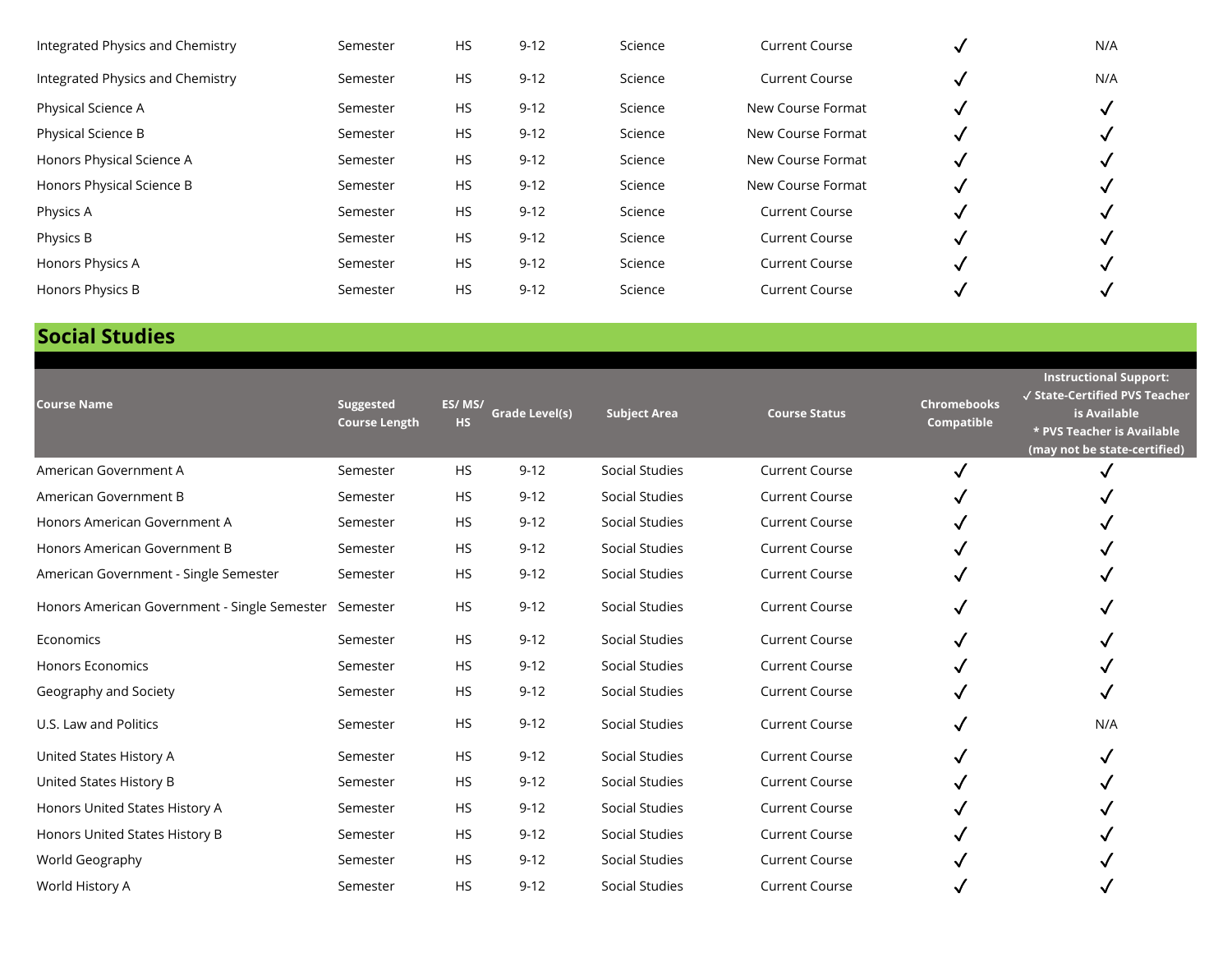| | | | | | | | |
|---|---|---|---|---|---|---|---|
| Integrated Physics and Chemistry | Semester | HS | 9-12 | Science | Current Course | ✓ | N/A |
| Integrated Physics and Chemistry | Semester | HS | 9-12 | Science | Current Course | ✓ | N/A |
| Physical Science A | Semester | HS | 9-12 | Science | New Course Format | ✓ | ✓ |
| Physical Science B | Semester | HS | 9-12 | Science | New Course Format | ✓ | ✓ |
| Honors Physical Science A | Semester | HS | 9-12 | Science | New Course Format | ✓ | ✓ |
| Honors Physical Science B | Semester | HS | 9-12 | Science | New Course Format | ✓ | ✓ |
| Physics A | Semester | HS | 9-12 | Science | Current Course | ✓ | ✓ |
| Physics B | Semester | HS | 9-12 | Science | Current Course | ✓ | ✓ |
| Honors Physics A | Semester | HS | 9-12 | Science | Current Course | ✓ | ✓ |
| Honors Physics B | Semester | HS | 9-12 | Science | Current Course | ✓ | ✓ |

## Social Studies

| Course Name | Suggested Course Length | ES/ MS/ HS | Grade Level(s) | Subject Area | Course Status | Chromebooks Compatible | Instructional Support: ✓ State-Certified PVS Teacher is Available * PVS Teacher is Available (may not be state-certified) |
|---|---|---|---|---|---|---|---|
| American Government A | Semester | HS | 9-12 | Social Studies | Current Course | ✓ | ✓ |
| American Government B | Semester | HS | 9-12 | Social Studies | Current Course | ✓ | ✓ |
| Honors American Government A | Semester | HS | 9-12 | Social Studies | Current Course | ✓ | ✓ |
| Honors American Government B | Semester | HS | 9-12 | Social Studies | Current Course | ✓ | ✓ |
| American Government - Single Semester | Semester | HS | 9-12 | Social Studies | Current Course | ✓ | ✓ |
| Honors American Government - Single Semester | Semester | HS | 9-12 | Social Studies | Current Course | ✓ | ✓ |
| Economics | Semester | HS | 9-12 | Social Studies | Current Course | ✓ | ✓ |
| Honors Economics | Semester | HS | 9-12 | Social Studies | Current Course | ✓ | ✓ |
| Geography and Society | Semester | HS | 9-12 | Social Studies | Current Course | ✓ | ✓ |
| U.S. Law and Politics | Semester | HS | 9-12 | Social Studies | Current Course | ✓ | N/A |
| United States History A | Semester | HS | 9-12 | Social Studies | Current Course | ✓ | ✓ |
| United States History B | Semester | HS | 9-12 | Social Studies | Current Course | ✓ | ✓ |
| Honors United States History A | Semester | HS | 9-12 | Social Studies | Current Course | ✓ | ✓ |
| Honors United States History B | Semester | HS | 9-12 | Social Studies | Current Course | ✓ | ✓ |
| World Geography | Semester | HS | 9-12 | Social Studies | Current Course | ✓ | ✓ |
| World History A | Semester | HS | 9-12 | Social Studies | Current Course | ✓ | ✓ |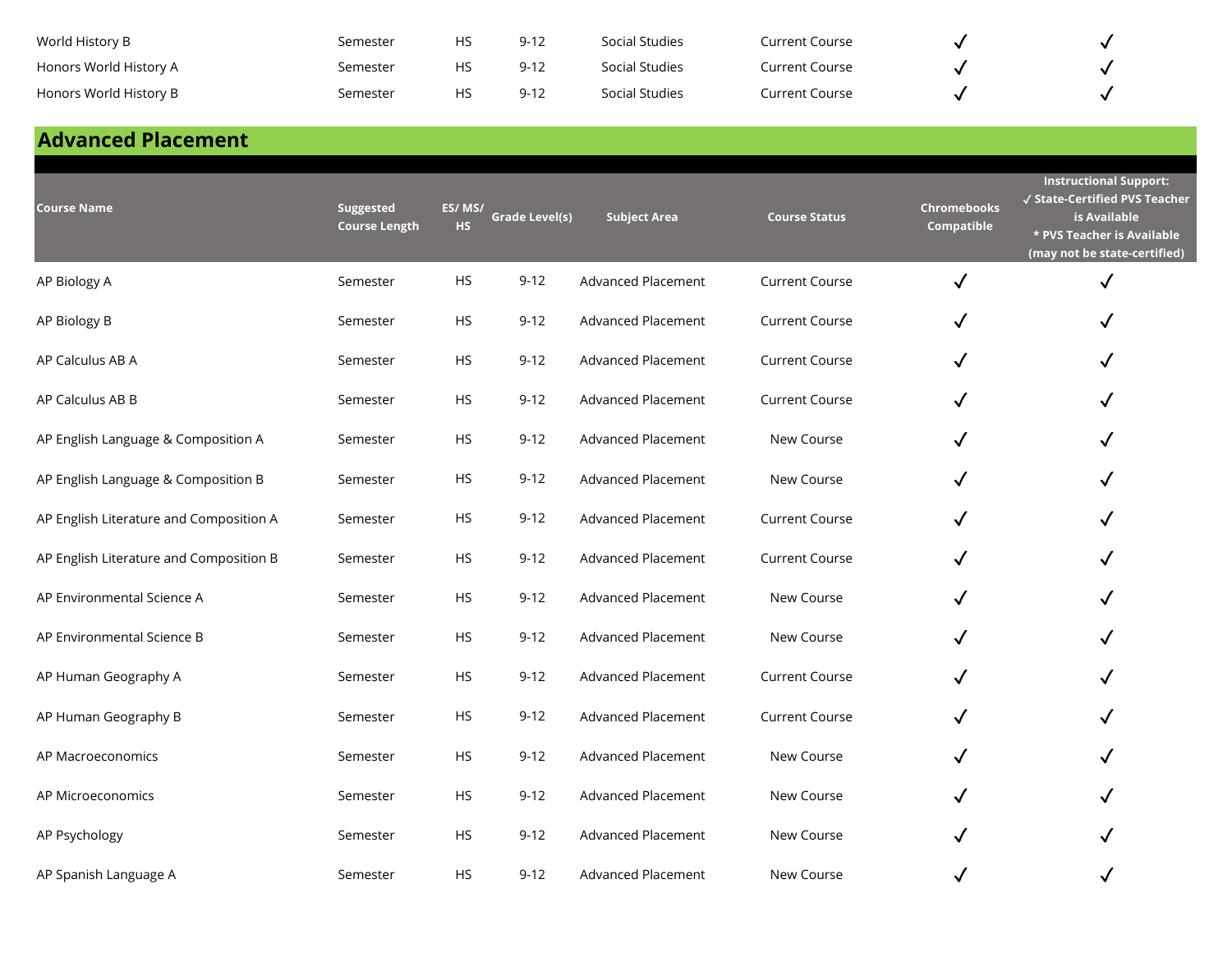| | | | | | | | |
|---|---|---|---|---|---|---|---|
| World History B | Semester | HS | 9-12 | Social Studies | Current Course | ✓ | ✓ |
| Honors World History A | Semester | HS | 9-12 | Social Studies | Current Course | ✓ | ✓ |
| Honors World History B | Semester | HS | 9-12 | Social Studies | Current Course | ✓ | ✓ |

## Advanced Placement

| Course Name | Suggested Course Length | ES/ MS/ HS | Grade Level(s) | Subject Area | Course Status | Chromebooks Compatible | Instructional Support: ✓ State-Certified PVS Teacher is Available * PVS Teacher is Available (may not be state-certified) |
|---|---|---|---|---|---|---|---|
| AP Biology A | Semester | HS | 9-12 | Advanced Placement | Current Course | ✓ | ✓ |
| AP Biology B | Semester | HS | 9-12 | Advanced Placement | Current Course | ✓ | ✓ |
| AP Calculus AB A | Semester | HS | 9-12 | Advanced Placement | Current Course | ✓ | ✓ |
| AP Calculus AB B | Semester | HS | 9-12 | Advanced Placement | Current Course | ✓ | ✓ |
| AP English Language & Composition A | Semester | HS | 9-12 | Advanced Placement | New Course | ✓ | ✓ |
| AP English Language & Composition B | Semester | HS | 9-12 | Advanced Placement | New Course | ✓ | ✓ |
| AP English Literature and Composition A | Semester | HS | 9-12 | Advanced Placement | Current Course | ✓ | ✓ |
| AP English Literature and Composition B | Semester | HS | 9-12 | Advanced Placement | Current Course | ✓ | ✓ |
| AP Environmental Science A | Semester | HS | 9-12 | Advanced Placement | New Course | ✓ | ✓ |
| AP Environmental Science B | Semester | HS | 9-12 | Advanced Placement | New Course | ✓ | ✓ |
| AP Human Geography A | Semester | HS | 9-12 | Advanced Placement | Current Course | ✓ | ✓ |
| AP Human Geography B | Semester | HS | 9-12 | Advanced Placement | Current Course | ✓ | ✓ |
| AP Macroeconomics | Semester | HS | 9-12 | Advanced Placement | New Course | ✓ | ✓ |
| AP Microeconomics | Semester | HS | 9-12 | Advanced Placement | New Course | ✓ | ✓ |
| AP Psychology | Semester | HS | 9-12 | Advanced Placement | New Course | ✓ | ✓ |
| AP Spanish Language A | Semester | HS | 9-12 | Advanced Placement | New Course | ✓ | ✓ |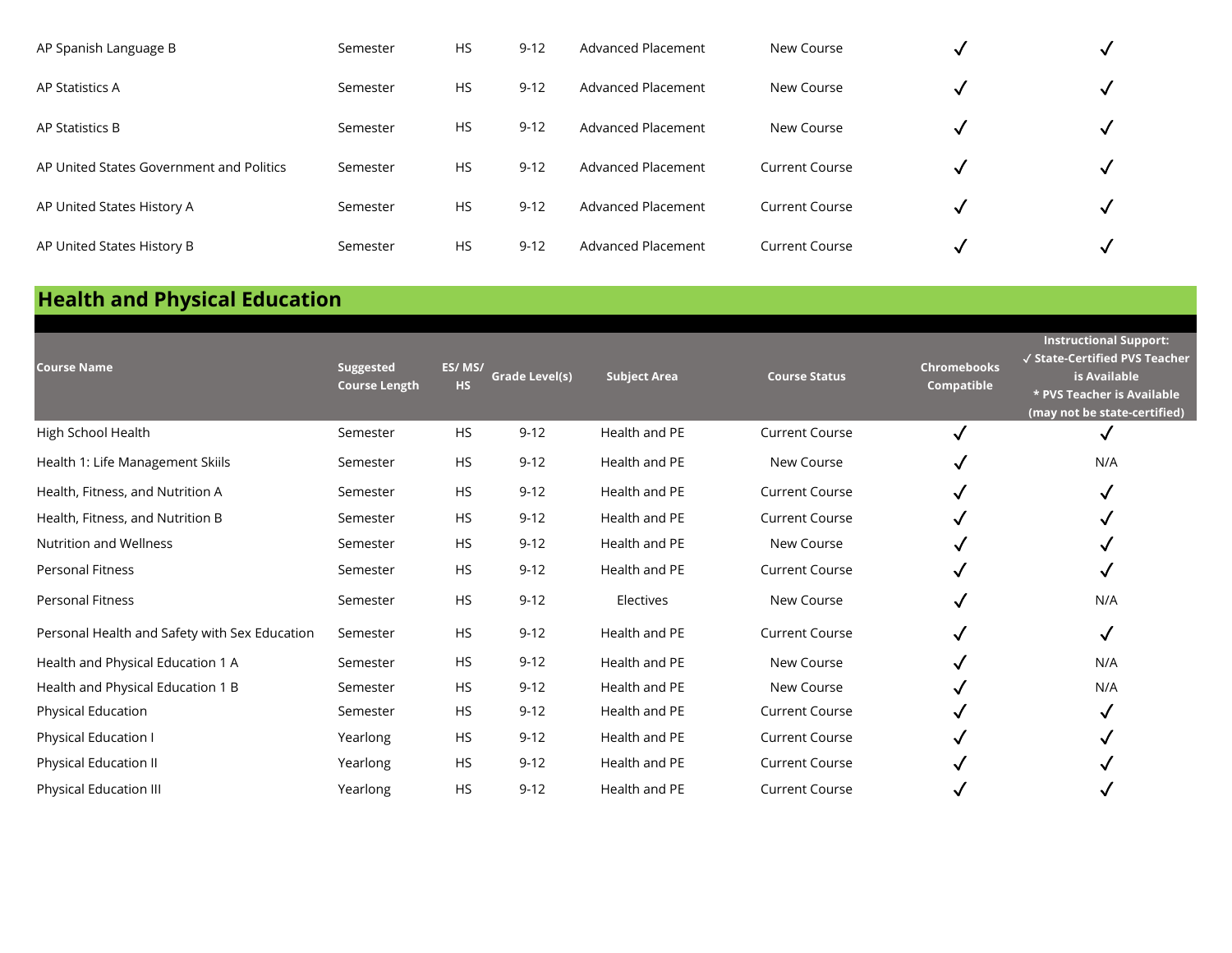| | | | | | | | |
|---|---|---|---|---|---|---|---|
| AP Spanish Language B | Semester | HS | 9-12 | Advanced Placement | New Course | ✓ | ✓ |
| AP Statistics A | Semester | HS | 9-12 | Advanced Placement | New Course | ✓ | ✓ |
| AP Statistics B | Semester | HS | 9-12 | Advanced Placement | New Course | ✓ | ✓ |
| AP United States Government and Politics | Semester | HS | 9-12 | Advanced Placement | Current Course | ✓ | ✓ |
| AP United States History A | Semester | HS | 9-12 | Advanced Placement | Current Course | ✓ | ✓ |
| AP United States History B | Semester | HS | 9-12 | Advanced Placement | Current Course | ✓ | ✓ |

## Health and Physical Education

| Course Name | Suggested Course Length | ES/ MS/ HS | Grade Level(s) | Subject Area | Course Status | Chromebooks Compatible | Instructional Support: ✓ State-Certified PVS Teacher is Available * PVS Teacher is Available (may not be state-certified) |
|---|---|---|---|---|---|---|---|
| High School Health | Semester | HS | 9-12 | Health and PE | Current Course | ✓ | ✓ |
| Health 1: Life Management Skiils | Semester | HS | 9-12 | Health and PE | New Course | ✓ | N/A |
| Health, Fitness, and Nutrition A | Semester | HS | 9-12 | Health and PE | Current Course | ✓ | ✓ |
| Health, Fitness, and Nutrition B | Semester | HS | 9-12 | Health and PE | Current Course | ✓ | ✓ |
| Nutrition and Wellness | Semester | HS | 9-12 | Health and PE | New Course | ✓ | ✓ |
| Personal Fitness | Semester | HS | 9-12 | Health and PE | Current Course | ✓ | ✓ |
| Personal Fitness | Semester | HS | 9-12 | Electives | New Course | ✓ | N/A |
| Personal Health and Safety with Sex Education | Semester | HS | 9-12 | Health and PE | Current Course | ✓ | ✓ |
| Health and Physical Education 1 A | Semester | HS | 9-12 | Health and PE | New Course | ✓ | N/A |
| Health and Physical Education 1 B | Semester | HS | 9-12 | Health and PE | New Course | ✓ | N/A |
| Physical Education | Semester | HS | 9-12 | Health and PE | Current Course | ✓ | ✓ |
| Physical Education I | Yearlong | HS | 9-12 | Health and PE | Current Course | ✓ | ✓ |
| Physical Education II | Yearlong | HS | 9-12 | Health and PE | Current Course | ✓ | ✓ |
| Physical Education III | Yearlong | HS | 9-12 | Health and PE | Current Course | ✓ | ✓ |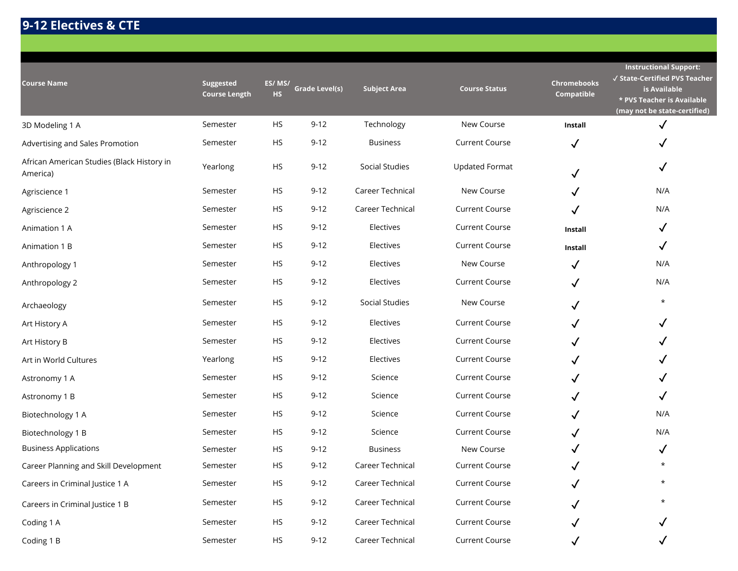# 9-12 Electives & CTE

| Course Name | Suggested Course Length | ES/ MS/ HS | Grade Level(s) | Subject Area | Course Status | Chromebooks Compatible | Instructional Support: ✓ State-Certified PVS Teacher is Available * PVS Teacher is Available (may not be state-certified) |
|---|---|---|---|---|---|---|---|
| 3D Modeling 1 A | Semester | HS | 9-12 | Technology | New Course | **Install** | ✓ |
| Advertising and Sales Promotion | Semester | HS | 9-12 | Business | Current Course | ✓ | ✓ |
| African American Studies (Black History in America) | Yearlong | HS | 9-12 | Social Studies | Updated Format | ✓ | ✓ |
| Agriscience 1 | Semester | HS | 9-12 | Career Technical | New Course | ✓ | N/A |
| Agriscience 2 | Semester | HS | 9-12 | Career Technical | Current Course | ✓ | N/A |
| Animation 1 A | Semester | HS | 9-12 | Electives | Current Course | **Install** | ✓ |
| Animation 1 B | Semester | HS | 9-12 | Electives | Current Course | **Install** | ✓ |
| Anthropology 1 | Semester | HS | 9-12 | Electives | New Course | ✓ | N/A |
| Anthropology 2 | Semester | HS | 9-12 | Electives | Current Course | ✓ | N/A |
| Archaeology | Semester | HS | 9-12 | Social Studies | New Course | ✓ | * |
| Art History A | Semester | HS | 9-12 | Electives | Current Course | ✓ | ✓ |
| Art History B | Semester | HS | 9-12 | Electives | Current Course | ✓ | ✓ |
| Art in World Cultures | Yearlong | HS | 9-12 | Electives | Current Course | ✓ | ✓ |
| Astronomy 1 A | Semester | HS | 9-12 | Science | Current Course | ✓ | ✓ |
| Astronomy 1 B | Semester | HS | 9-12 | Science | Current Course | ✓ | ✓ |
| Biotechnology 1 A | Semester | HS | 9-12 | Science | Current Course | ✓ | N/A |
| Biotechnology 1 B | Semester | HS | 9-12 | Science | Current Course | ✓ | N/A |
| Business Applications | Semester | HS | 9-12 | Business | New Course | ✓ | ✓ |
| Career Planning and Skill Development | Semester | HS | 9-12 | Career Technical | Current Course | ✓ | * |
| Careers in Criminal Justice 1 A | Semester | HS | 9-12 | Career Technical | Current Course | ✓ | * |
| Careers in Criminal Justice 1 B | Semester | HS | 9-12 | Career Technical | Current Course | ✓ | * |
| Coding 1 A | Semester | HS | 9-12 | Career Technical | Current Course | ✓ | ✓ |
| Coding 1 B | Semester | HS | 9-12 | Career Technical | Current Course | ✓ | ✓ |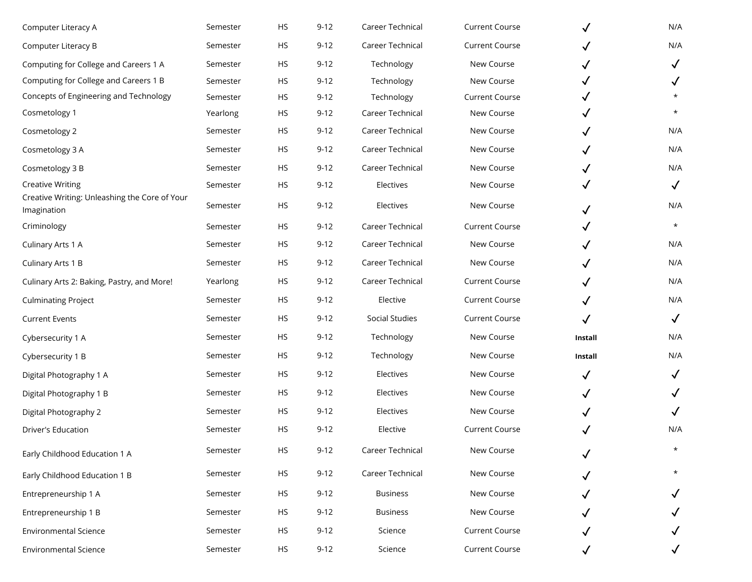| | | | | | | | |
|---|---|---|---|---|---|---|---|
| Computer Literacy A | Semester | HS | 9-12 | Career Technical | Current Course | ✓ | N/A |
| Computer Literacy B | Semester | HS | 9-12 | Career Technical | Current Course | ✓ | N/A |
| Computing for College and Careers 1 A | Semester | HS | 9-12 | Technology | New Course | ✓ | ✓ |
| Computing for College and Careers 1 B | Semester | HS | 9-12 | Technology | New Course | ✓ | ✓ |
| Concepts of Engineering and Technology | Semester | HS | 9-12 | Technology | Current Course | ✓ | * |
| Cosmetology 1 | Yearlong | HS | 9-12 | Career Technical | New Course | ✓ | * |
| Cosmetology 2 | Semester | HS | 9-12 | Career Technical | New Course | ✓ | N/A |
| Cosmetology 3 A | Semester | HS | 9-12 | Career Technical | New Course | ✓ | N/A |
| Cosmetology 3 B | Semester | HS | 9-12 | Career Technical | New Course | ✓ | N/A |
| Creative Writing | Semester | HS | 9-12 | Electives | New Course | ✓ | ✓ |
| Creative Writing: Unleashing the Core of Your Imagination | Semester | HS | 9-12 | Electives | New Course | ✓ | N/A |
| Criminology | Semester | HS | 9-12 | Career Technical | Current Course | ✓ | * |
| Culinary Arts 1 A | Semester | HS | 9-12 | Career Technical | New Course | ✓ | N/A |
| Culinary Arts 1 B | Semester | HS | 9-12 | Career Technical | New Course | ✓ | N/A |
| Culinary Arts 2: Baking, Pastry, and More! | Yearlong | HS | 9-12 | Career Technical | Current Course | ✓ | N/A |
| Culminating Project | Semester | HS | 9-12 | Elective | Current Course | ✓ | N/A |
| Current Events | Semester | HS | 9-12 | Social Studies | Current Course | ✓ | ✓ |
| Cybersecurity 1 A | Semester | HS | 9-12 | Technology | New Course | **Install** | N/A |
| Cybersecurity 1 B | Semester | HS | 9-12 | Technology | New Course | **Install** | N/A |
| Digital Photography 1 A | Semester | HS | 9-12 | Electives | New Course | ✓ | ✓ |
| Digital Photography 1 B | Semester | HS | 9-12 | Electives | New Course | ✓ | ✓ |
| Digital Photography 2 | Semester | HS | 9-12 | Electives | New Course | ✓ | ✓ |
| Driver's Education | Semester | HS | 9-12 | Elective | Current Course | ✓ | N/A |
| Early Childhood Education 1 A | Semester | HS | 9-12 | Career Technical | New Course | ✓ | * |
| Early Childhood Education 1 B | Semester | HS | 9-12 | Career Technical | New Course | ✓ | * |
| Entrepreneurship 1 A | Semester | HS | 9-12 | Business | New Course | ✓ | ✓ |
| Entrepreneurship 1 B | Semester | HS | 9-12 | Business | New Course | ✓ | ✓ |
| Environmental Science | Semester | HS | 9-12 | Science | Current Course | ✓ | ✓ |
| Environmental Science | Semester | HS | 9-12 | Science | Current Course | ✓ | ✓ |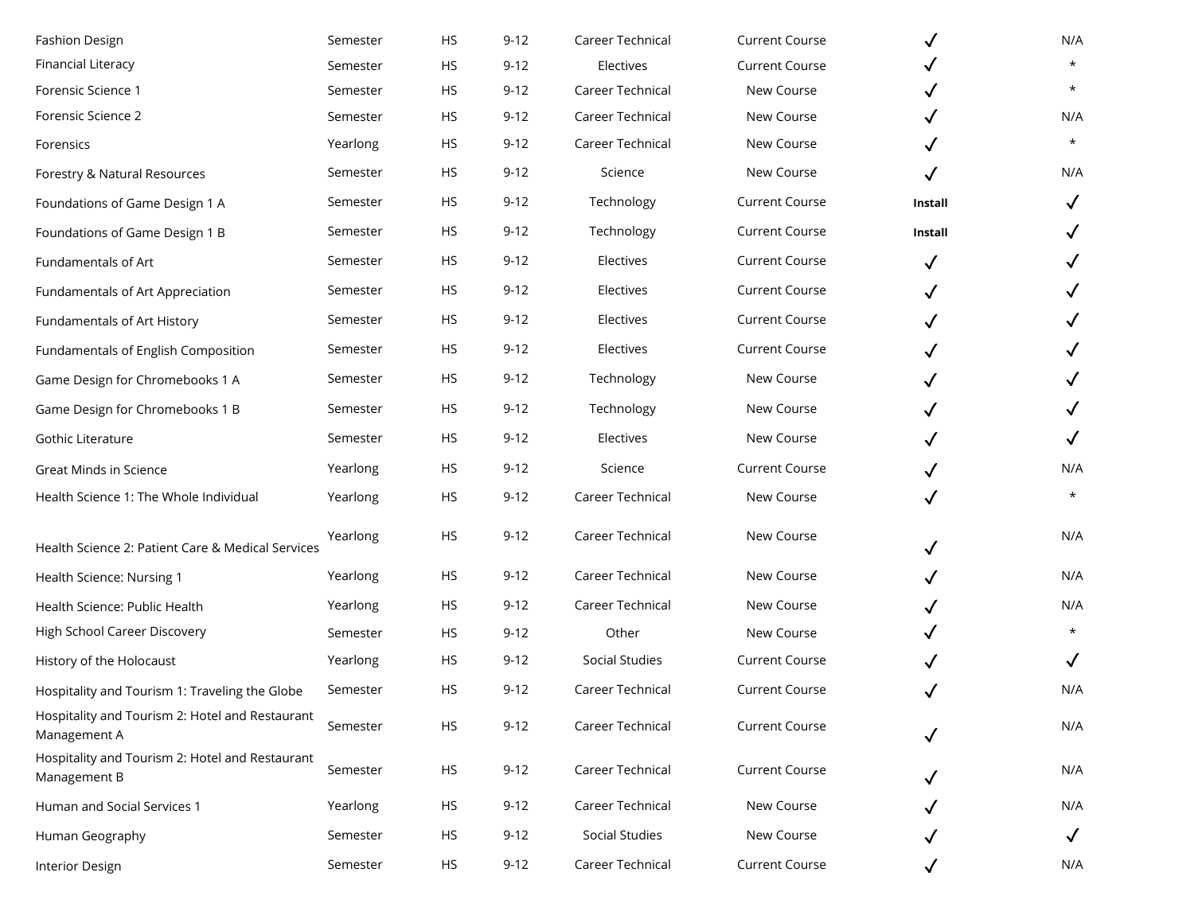| | | | | | | | |
|---|---|---|---|---|---|---|---|
| Fashion Design | Semester | HS | 9-12 | Career Technical | Current Course | ✓ | N/A |
| Financial Literacy | Semester | HS | 9-12 | Electives | Current Course | ✓ | * |
| Forensic Science 1 | Semester | HS | 9-12 | Career Technical | New Course | ✓ | * |
| Forensic Science 2 | Semester | HS | 9-12 | Career Technical | New Course | ✓ | N/A |
| Forensics | Yearlong | HS | 9-12 | Career Technical | New Course | ✓ | * |
| Forestry & Natural Resources | Semester | HS | 9-12 | Science | New Course | ✓ | N/A |
| Foundations of Game Design 1 A | Semester | HS | 9-12 | Technology | Current Course | **Install** | ✓ |
| Foundations of Game Design 1 B | Semester | HS | 9-12 | Technology | Current Course | **Install** | ✓ |
| Fundamentals of Art | Semester | HS | 9-12 | Electives | Current Course | ✓ | ✓ |
| Fundamentals of Art Appreciation | Semester | HS | 9-12 | Electives | Current Course | ✓ | ✓ |
| Fundamentals of Art History | Semester | HS | 9-12 | Electives | Current Course | ✓ | ✓ |
| Fundamentals of English Composition | Semester | HS | 9-12 | Electives | Current Course | ✓ | ✓ |
| Game Design for Chromebooks 1 A | Semester | HS | 9-12 | Technology | New Course | ✓ | ✓ |
| Game Design for Chromebooks 1 B | Semester | HS | 9-12 | Technology | New Course | ✓ | ✓ |
| Gothic Literature | Semester | HS | 9-12 | Electives | New Course | ✓ | ✓ |
| Great Minds in Science | Yearlong | HS | 9-12 | Science | Current Course | ✓ | N/A |
| Health Science 1: The Whole Individual | Yearlong | HS | 9-12 | Career Technical | New Course | ✓ | * |
| Health Science 2: Patient Care & Medical Services | Yearlong | HS | 9-12 | Career Technical | New Course | ✓ | N/A |
| Health Science: Nursing 1 | Yearlong | HS | 9-12 | Career Technical | New Course | ✓ | N/A |
| Health Science: Public Health | Yearlong | HS | 9-12 | Career Technical | New Course | ✓ | N/A |
| High School Career Discovery | Semester | HS | 9-12 | Other | New Course | ✓ | * |
| History of the Holocaust | Yearlong | HS | 9-12 | Social Studies | Current Course | ✓ | ✓ |
| Hospitality and Tourism 1: Traveling the Globe | Semester | HS | 9-12 | Career Technical | Current Course | ✓ | N/A |
| Hospitality and Tourism 2: Hotel and Restaurant Management A | Semester | HS | 9-12 | Career Technical | Current Course | ✓ | N/A |
| Hospitality and Tourism 2: Hotel and Restaurant Management B | Semester | HS | 9-12 | Career Technical | Current Course | ✓ | N/A |
| Human and Social Services 1 | Yearlong | HS | 9-12 | Career Technical | New Course | ✓ | N/A |
| Human Geography | Semester | HS | 9-12 | Social Studies | New Course | ✓ | ✓ |
| Interior Design | Semester | HS | 9-12 | Career Technical | Current Course | ✓ | N/A |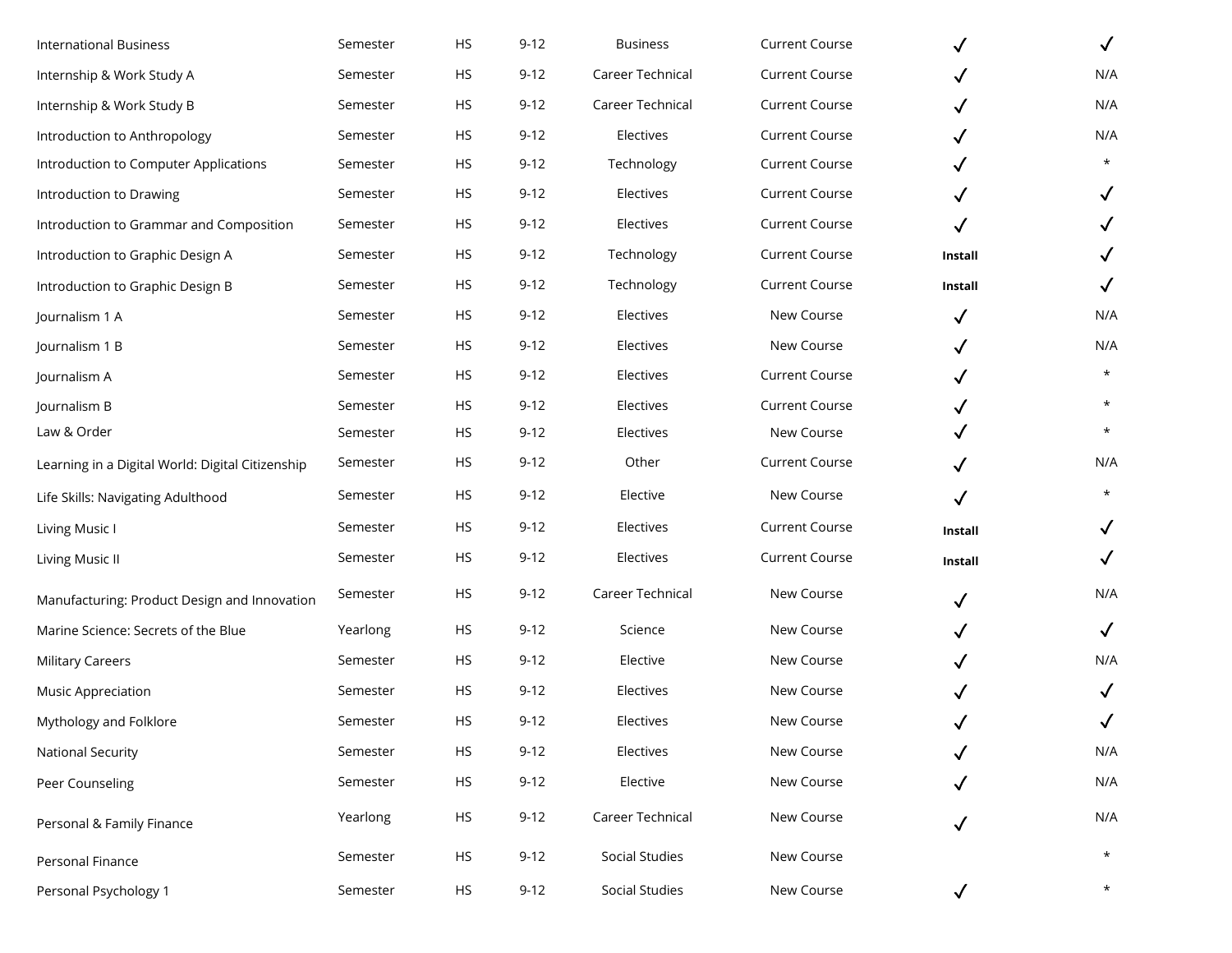| | | | | | | | |
|---|---|---|---|---|---|---|---|
| International Business | Semester | HS | 9-12 | Business | Current Course | ✓ | ✓ |
| Internship & Work Study A | Semester | HS | 9-12 | Career Technical | Current Course | ✓ | N/A |
| Internship & Work Study B | Semester | HS | 9-12 | Career Technical | Current Course | ✓ | N/A |
| Introduction to Anthropology | Semester | HS | 9-12 | Electives | Current Course | ✓ | N/A |
| Introduction to Computer Applications | Semester | HS | 9-12 | Technology | Current Course | ✓ | * |
| Introduction to Drawing | Semester | HS | 9-12 | Electives | Current Course | ✓ | ✓ |
| Introduction to Grammar and Composition | Semester | HS | 9-12 | Electives | Current Course | ✓ | ✓ |
| Introduction to Graphic Design A | Semester | HS | 9-12 | Technology | Current Course | **Install** | ✓ |
| Introduction to Graphic Design B | Semester | HS | 9-12 | Technology | Current Course | **Install** | ✓ |
| Journalism 1 A | Semester | HS | 9-12 | Electives | New Course | ✓ | N/A |
| Journalism 1 B | Semester | HS | 9-12 | Electives | New Course | ✓ | N/A |
| Journalism A | Semester | HS | 9-12 | Electives | Current Course | ✓ | * |
| Journalism B | Semester | HS | 9-12 | Electives | Current Course | ✓ | * |
| Law & Order | Semester | HS | 9-12 | Electives | New Course | ✓ | * |
| Learning in a Digital World: Digital Citizenship | Semester | HS | 9-12 | Other | Current Course | ✓ | N/A |
| Life Skills: Navigating Adulthood | Semester | HS | 9-12 | Elective | New Course | ✓ | * |
| Living Music I | Semester | HS | 9-12 | Electives | Current Course | **Install** | ✓ |
| Living Music II | Semester | HS | 9-12 | Electives | Current Course | **Install** | ✓ |
| Manufacturing: Product Design and Innovation | Semester | HS | 9-12 | Career Technical | New Course | ✓ | N/A |
| Marine Science: Secrets of the Blue | Yearlong | HS | 9-12 | Science | New Course | ✓ | ✓ |
| Military Careers | Semester | HS | 9-12 | Elective | New Course | ✓ | N/A |
| Music Appreciation | Semester | HS | 9-12 | Electives | New Course | ✓ | ✓ |
| Mythology and Folklore | Semester | HS | 9-12 | Electives | New Course | ✓ | ✓ |
| National Security | Semester | HS | 9-12 | Electives | New Course | ✓ | N/A |
| Peer Counseling | Semester | HS | 9-12 | Elective | New Course | ✓ | N/A |
| Personal & Family Finance | Yearlong | HS | 9-12 | Career Technical | New Course | ✓ | N/A |
| Personal Finance | Semester | HS | 9-12 | Social Studies | New Course | | * |
| Personal Psychology 1 | Semester | HS | 9-12 | Social Studies | New Course | ✓ | * |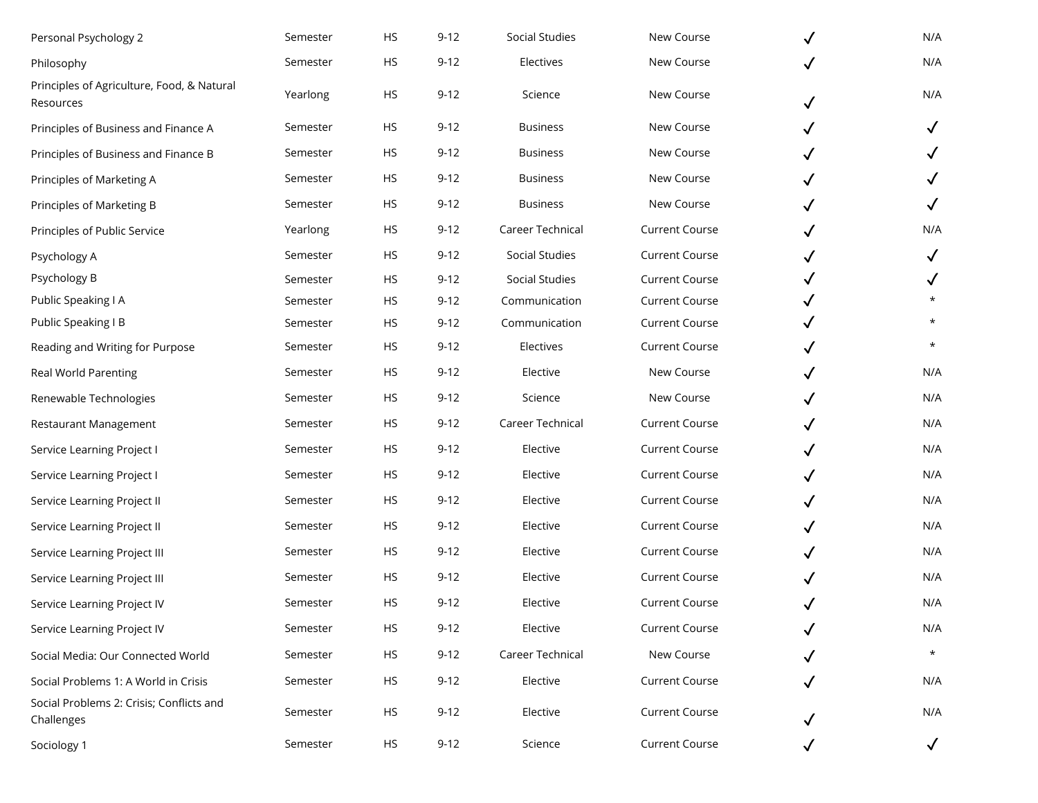| | | | | | | | |
|---|---|---|---|---|---|---|---|
| Personal Psychology 2 | Semester | HS | 9-12 | Social Studies | New Course | ✓ | N/A |
| Philosophy | Semester | HS | 9-12 | Electives | New Course | ✓ | N/A |
| Principles of Agriculture, Food, & Natural Resources | Yearlong | HS | 9-12 | Science | New Course | ✓ | N/A |
| Principles of Business and Finance A | Semester | HS | 9-12 | Business | New Course | ✓ | ✓ |
| Principles of Business and Finance B | Semester | HS | 9-12 | Business | New Course | ✓ | ✓ |
| Principles of Marketing A | Semester | HS | 9-12 | Business | New Course | ✓ | ✓ |
| Principles of Marketing B | Semester | HS | 9-12 | Business | New Course | ✓ | ✓ |
| Principles of Public Service | Yearlong | HS | 9-12 | Career Technical | Current Course | ✓ | N/A |
| Psychology A | Semester | HS | 9-12 | Social Studies | Current Course | ✓ | ✓ |
| Psychology B | Semester | HS | 9-12 | Social Studies | Current Course | ✓ | ✓ |
| Public Speaking I A | Semester | HS | 9-12 | Communication | Current Course | ✓ | * |
| Public Speaking I B | Semester | HS | 9-12 | Communication | Current Course | ✓ | * |
| Reading and Writing for Purpose | Semester | HS | 9-12 | Electives | Current Course | ✓ | * |
| Real World Parenting | Semester | HS | 9-12 | Elective | New Course | ✓ | N/A |
| Renewable Technologies | Semester | HS | 9-12 | Science | New Course | ✓ | N/A |
| Restaurant Management | Semester | HS | 9-12 | Career Technical | Current Course | ✓ | N/A |
| Service Learning Project I | Semester | HS | 9-12 | Elective | Current Course | ✓ | N/A |
| Service Learning Project I | Semester | HS | 9-12 | Elective | Current Course | ✓ | N/A |
| Service Learning Project II | Semester | HS | 9-12 | Elective | Current Course | ✓ | N/A |
| Service Learning Project II | Semester | HS | 9-12 | Elective | Current Course | ✓ | N/A |
| Service Learning Project III | Semester | HS | 9-12 | Elective | Current Course | ✓ | N/A |
| Service Learning Project III | Semester | HS | 9-12 | Elective | Current Course | ✓ | N/A |
| Service Learning Project IV | Semester | HS | 9-12 | Elective | Current Course | ✓ | N/A |
| Service Learning Project IV | Semester | HS | 9-12 | Elective | Current Course | ✓ | N/A |
| Social Media: Our Connected World | Semester | HS | 9-12 | Career Technical | New Course | ✓ | * |
| Social Problems 1: A World in Crisis | Semester | HS | 9-12 | Elective | Current Course | ✓ | N/A |
| Social Problems 2: Crisis; Conflicts and Challenges | Semester | HS | 9-12 | Elective | Current Course | ✓ | N/A |
| Sociology 1 | Semester | HS | 9-12 | Science | Current Course | ✓ | ✓ |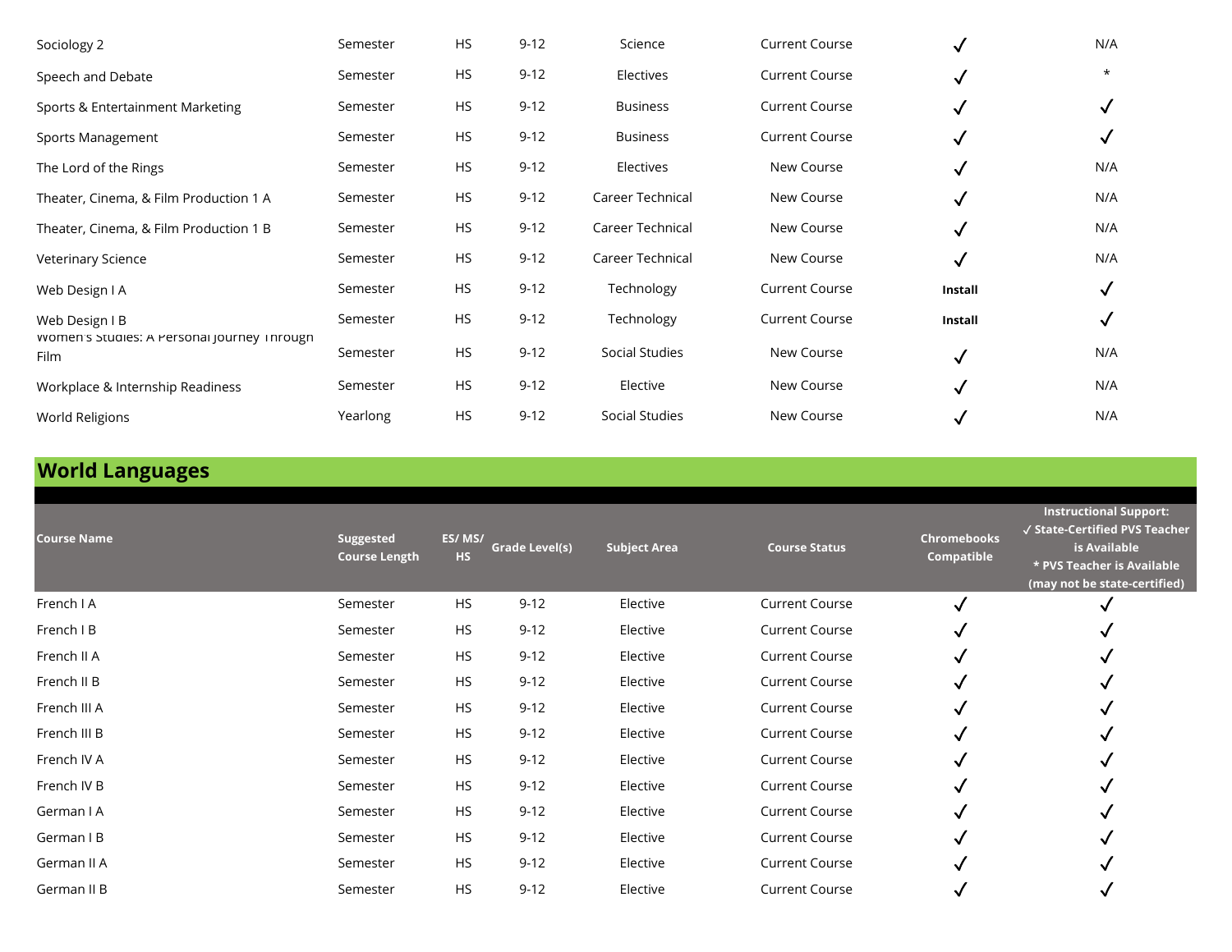| | | | | | | | |
|---|---|---|---|---|---|---|---|
| Sociology 2 | Semester | HS | 9-12 | Science | Current Course | ✓ | N/A |
| Speech and Debate | Semester | HS | 9-12 | Electives | Current Course | ✓ | * |
| Sports & Entertainment Marketing | Semester | HS | 9-12 | Business | Current Course | ✓ | ✓ |
| Sports Management | Semester | HS | 9-12 | Business | Current Course | ✓ | ✓ |
| The Lord of the Rings | Semester | HS | 9-12 | Electives | New Course | ✓ | N/A |
| Theater, Cinema, & Film Production 1 A | Semester | HS | 9-12 | Career Technical | New Course | ✓ | N/A |
| Theater, Cinema, & Film Production 1 B | Semester | HS | 9-12 | Career Technical | New Course | ✓ | N/A |
| Veterinary Science | Semester | HS | 9-12 | Career Technical | New Course | ✓ | N/A |
| Web Design I A | Semester | HS | 9-12 | Technology | Current Course | **Install** | ✓ |
| Web Design I B | Semester | HS | 9-12 | Technology | Current Course | **Install** | ✓ |
| Women's Studies: A Personal Journey Through Film | Semester | HS | 9-12 | Social Studies | New Course | ✓ | N/A |
| Workplace & Internship Readiness | Semester | HS | 9-12 | Elective | New Course | ✓ | N/A |
| World Religions | Yearlong | HS | 9-12 | Social Studies | New Course | ✓ | N/A |

## World Languages

| Course Name | Suggested Course Length | ES/ MS/ HS | Grade Level(s) | Subject Area | Course Status | Chromebooks Compatible | Instructional Support: ✓ State-Certified PVS Teacher is Available * PVS Teacher is Available (may not be state-certified) |
|---|---|---|---|---|---|---|---|
| French I A | Semester | HS | 9-12 | Elective | Current Course | ✓ | ✓ |
| French I B | Semester | HS | 9-12 | Elective | Current Course | ✓ | ✓ |
| French II A | Semester | HS | 9-12 | Elective | Current Course | ✓ | ✓ |
| French II B | Semester | HS | 9-12 | Elective | Current Course | ✓ | ✓ |
| French III A | Semester | HS | 9-12 | Elective | Current Course | ✓ | ✓ |
| French III B | Semester | HS | 9-12 | Elective | Current Course | ✓ | ✓ |
| French IV A | Semester | HS | 9-12 | Elective | Current Course | ✓ | ✓ |
| French IV B | Semester | HS | 9-12 | Elective | Current Course | ✓ | ✓ |
| German I A | Semester | HS | 9-12 | Elective | Current Course | ✓ | ✓ |
| German I B | Semester | HS | 9-12 | Elective | Current Course | ✓ | ✓ |
| German II A | Semester | HS | 9-12 | Elective | Current Course | ✓ | ✓ |
| German II B | Semester | HS | 9-12 | Elective | Current Course | ✓ | ✓ |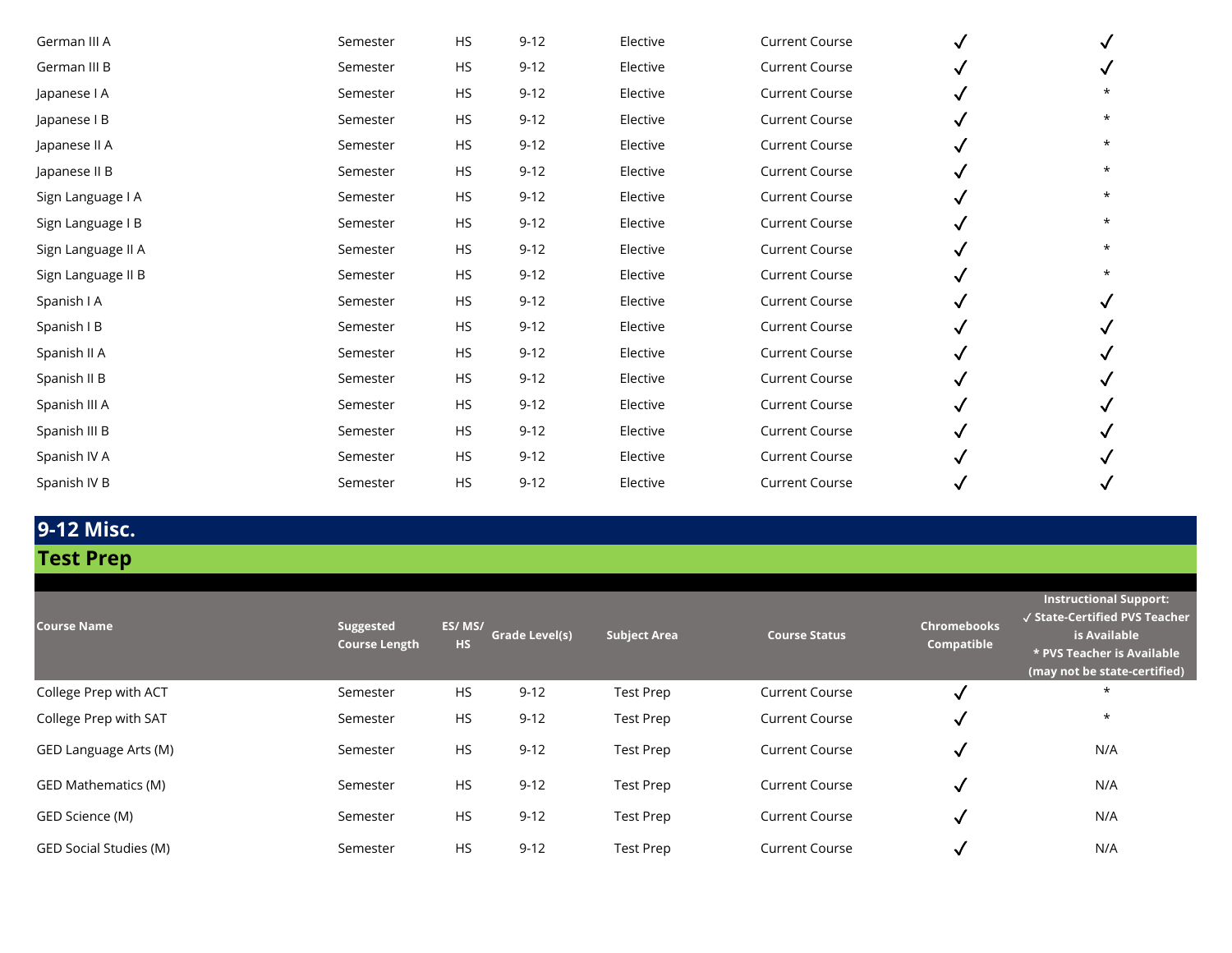| | | | | | | | |
|---|---|---|---|---|---|---|---|
| German III A | Semester | HS | 9-12 | Elective | Current Course | ✓ | ✓ |
| German III B | Semester | HS | 9-12 | Elective | Current Course | ✓ | ✓ |
| Japanese I A | Semester | HS | 9-12 | Elective | Current Course | ✓ | * |
| Japanese I B | Semester | HS | 9-12 | Elective | Current Course | ✓ | * |
| Japanese II A | Semester | HS | 9-12 | Elective | Current Course | ✓ | * |
| Japanese II B | Semester | HS | 9-12 | Elective | Current Course | ✓ | * |
| Sign Language I A | Semester | HS | 9-12 | Elective | Current Course | ✓ | * |
| Sign Language I B | Semester | HS | 9-12 | Elective | Current Course | ✓ | * |
| Sign Language II A | Semester | HS | 9-12 | Elective | Current Course | ✓ | * |
| Sign Language II B | Semester | HS | 9-12 | Elective | Current Course | ✓ | * |
| Spanish I A | Semester | HS | 9-12 | Elective | Current Course | ✓ | ✓ |
| Spanish I B | Semester | HS | 9-12 | Elective | Current Course | ✓ | ✓ |
| Spanish II A | Semester | HS | 9-12 | Elective | Current Course | ✓ | ✓ |
| Spanish II B | Semester | HS | 9-12 | Elective | Current Course | ✓ | ✓ |
| Spanish III A | Semester | HS | 9-12 | Elective | Current Course | ✓ | ✓ |
| Spanish III B | Semester | HS | 9-12 | Elective | Current Course | ✓ | ✓ |
| Spanish IV A | Semester | HS | 9-12 | Elective | Current Course | ✓ | ✓ |
| Spanish IV B | Semester | HS | 9-12 | Elective | Current Course | ✓ | ✓ |

## 9-12 Misc.

### Test Prep

| Course Name | Suggested Course Length | ES/ MS/ HS | Grade Level(s) | Subject Area | Course Status | Chromebooks Compatible | Instructional Support: ✓ State-Certified PVS Teacher is Available * PVS Teacher is Available (may not be state-certified) |
|---|---|---|---|---|---|---|---|
| College Prep with ACT | Semester | HS | 9-12 | Test Prep | Current Course | ✓ | * |
| College Prep with SAT | Semester | HS | 9-12 | Test Prep | Current Course | ✓ | * |
| GED Language Arts (M) | Semester | HS | 9-12 | Test Prep | Current Course | ✓ | N/A |
| GED Mathematics (M) | Semester | HS | 9-12 | Test Prep | Current Course | ✓ | N/A |
| GED Science (M) | Semester | HS | 9-12 | Test Prep | Current Course | ✓ | N/A |
| GED Social Studies (M) | Semester | HS | 9-12 | Test Prep | Current Course | ✓ | N/A |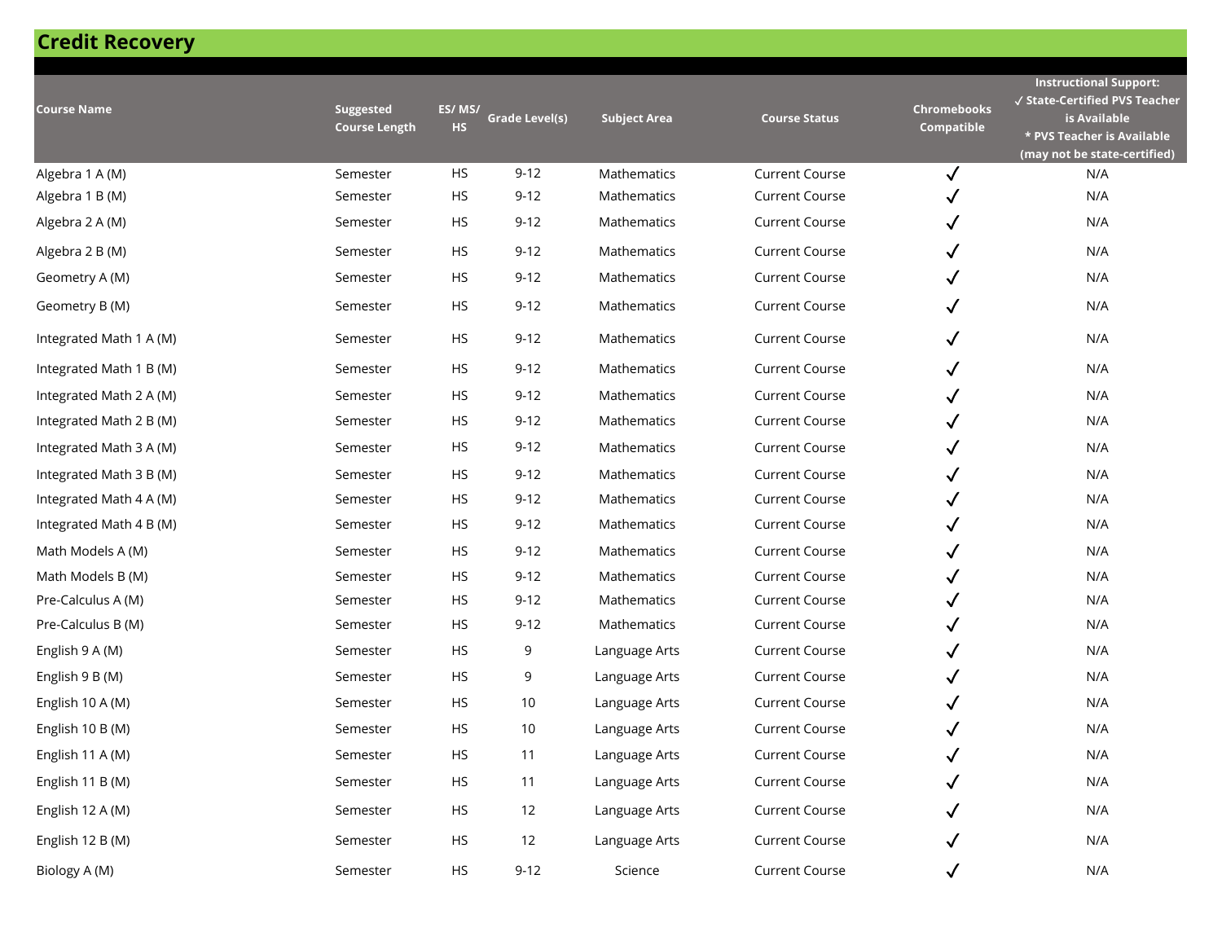## Credit Recovery

| Course Name | Suggested Course Length | ES/ MS/ HS | Grade Level(s) | Subject Area | Course Status | Chromebooks Compatible | Instructional Support: ✓ State-Certified PVS Teacher is Available * PVS Teacher is Available (may not be state-certified) |
|---|---|---|---|---|---|---|---|
| Algebra 1 A (M) | Semester | HS | 9-12 | Mathematics | Current Course | ✓ | N/A |
| Algebra 1 B (M) | Semester | HS | 9-12 | Mathematics | Current Course | ✓ | N/A |
| Algebra 2 A (M) | Semester | HS | 9-12 | Mathematics | Current Course | ✓ | N/A |
| Algebra 2 B (M) | Semester | HS | 9-12 | Mathematics | Current Course | ✓ | N/A |
| Geometry A (M) | Semester | HS | 9-12 | Mathematics | Current Course | ✓ | N/A |
| Geometry B (M) | Semester | HS | 9-12 | Mathematics | Current Course | ✓ | N/A |
| Integrated Math 1 A (M) | Semester | HS | 9-12 | Mathematics | Current Course | ✓ | N/A |
| Integrated Math 1 B (M) | Semester | HS | 9-12 | Mathematics | Current Course | ✓ | N/A |
| Integrated Math 2 A (M) | Semester | HS | 9-12 | Mathematics | Current Course | ✓ | N/A |
| Integrated Math 2 B (M) | Semester | HS | 9-12 | Mathematics | Current Course | ✓ | N/A |
| Integrated Math 3 A (M) | Semester | HS | 9-12 | Mathematics | Current Course | ✓ | N/A |
| Integrated Math 3 B (M) | Semester | HS | 9-12 | Mathematics | Current Course | ✓ | N/A |
| Integrated Math 4 A (M) | Semester | HS | 9-12 | Mathematics | Current Course | ✓ | N/A |
| Integrated Math 4 B (M) | Semester | HS | 9-12 | Mathematics | Current Course | ✓ | N/A |
| Math Models A (M) | Semester | HS | 9-12 | Mathematics | Current Course | ✓ | N/A |
| Math Models B (M) | Semester | HS | 9-12 | Mathematics | Current Course | ✓ | N/A |
| Pre-Calculus A (M) | Semester | HS | 9-12 | Mathematics | Current Course | ✓ | N/A |
| Pre-Calculus B (M) | Semester | HS | 9-12 | Mathematics | Current Course | ✓ | N/A |
| English 9 A (M) | Semester | HS | 9 | Language Arts | Current Course | ✓ | N/A |
| English 9 B (M) | Semester | HS | 9 | Language Arts | Current Course | ✓ | N/A |
| English 10 A (M) | Semester | HS | 10 | Language Arts | Current Course | ✓ | N/A |
| English 10 B (M) | Semester | HS | 10 | Language Arts | Current Course | ✓ | N/A |
| English 11 A (M) | Semester | HS | 11 | Language Arts | Current Course | ✓ | N/A |
| English 11 B (M) | Semester | HS | 11 | Language Arts | Current Course | ✓ | N/A |
| English 12 A (M) | Semester | HS | 12 | Language Arts | Current Course | ✓ | N/A |
| English 12 B (M) | Semester | HS | 12 | Language Arts | Current Course | ✓ | N/A |
| Biology A (M) | Semester | HS | 9-12 | Science | Current Course | ✓ | N/A |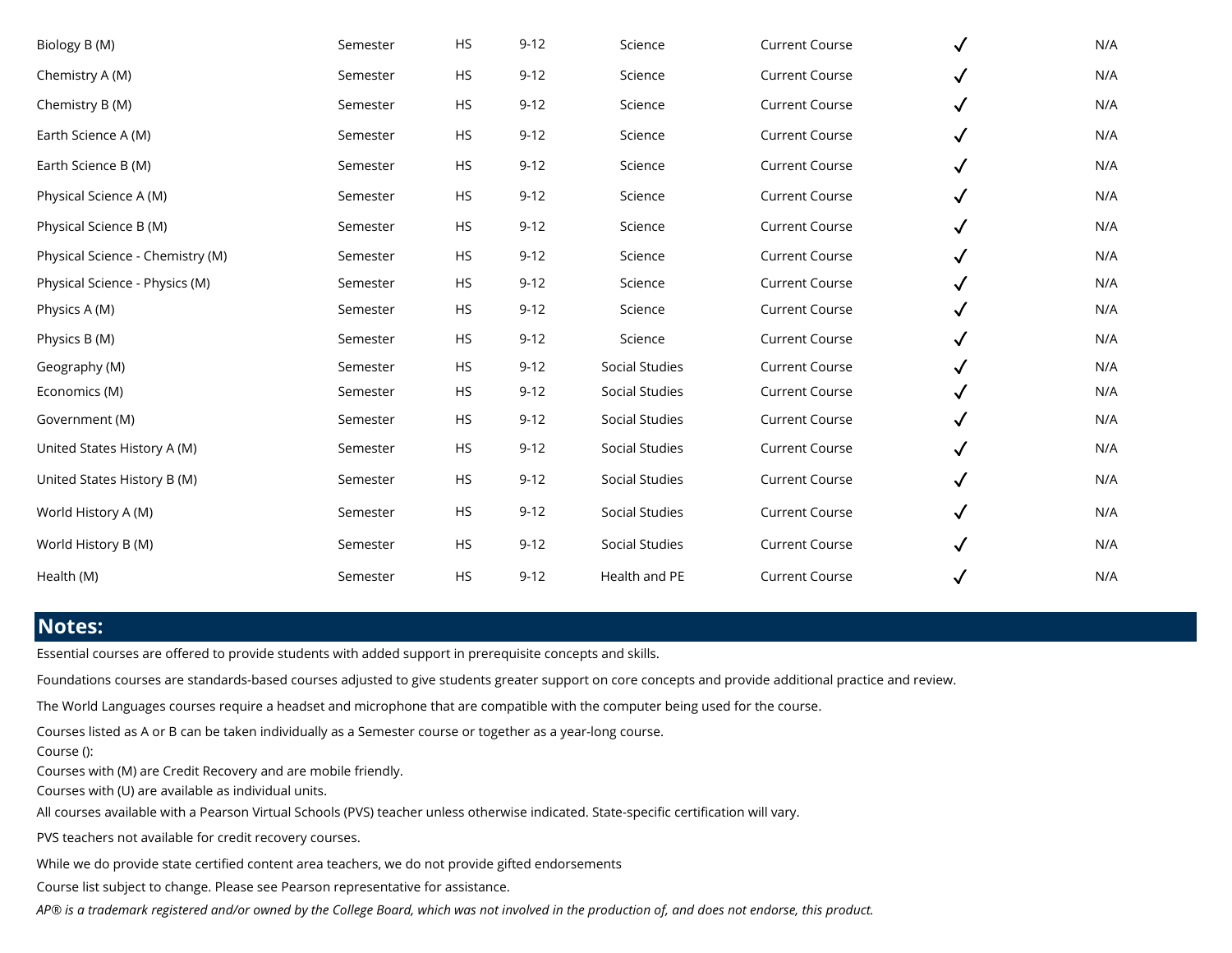| | | | | | | | |
|---|---|---|---|---|---|---|---|
| Biology B (M) | Semester | HS | 9-12 | Science | Current Course | ✓ | N/A |
| Chemistry A (M) | Semester | HS | 9-12 | Science | Current Course | ✓ | N/A |
| Chemistry B (M) | Semester | HS | 9-12 | Science | Current Course | ✓ | N/A |
| Earth Science A (M) | Semester | HS | 9-12 | Science | Current Course | ✓ | N/A |
| Earth Science B (M) | Semester | HS | 9-12 | Science | Current Course | ✓ | N/A |
| Physical Science A (M) | Semester | HS | 9-12 | Science | Current Course | ✓ | N/A |
| Physical Science B (M) | Semester | HS | 9-12 | Science | Current Course | ✓ | N/A |
| Physical Science - Chemistry (M) | Semester | HS | 9-12 | Science | Current Course | ✓ | N/A |
| Physical Science - Physics (M) | Semester | HS | 9-12 | Science | Current Course | ✓ | N/A |
| Physics A (M) | Semester | HS | 9-12 | Science | Current Course | ✓ | N/A |
| Physics B (M) | Semester | HS | 9-12 | Science | Current Course | ✓ | N/A |
| Geography (M) | Semester | HS | 9-12 | Social Studies | Current Course | ✓ | N/A |
| Economics (M) | Semester | HS | 9-12 | Social Studies | Current Course | ✓ | N/A |
| Government (M) | Semester | HS | 9-12 | Social Studies | Current Course | ✓ | N/A |
| United States History A (M) | Semester | HS | 9-12 | Social Studies | Current Course | ✓ | N/A |
| United States History B (M) | Semester | HS | 9-12 | Social Studies | Current Course | ✓ | N/A |
| World History A (M) | Semester | HS | 9-12 | Social Studies | Current Course | ✓ | N/A |
| World History B (M) | Semester | HS | 9-12 | Social Studies | Current Course | ✓ | N/A |
| Health (M) | Semester | HS | 9-12 | Health and PE | Current Course | ✓ | N/A |

## Notes:

Essential courses are offered to provide students with added support in prerequisite concepts and skills.

Foundations courses are standards-based courses adjusted to give students greater support on core concepts and provide additional practice and review.

The World Languages courses require a headset and microphone that are compatible with the computer being used for the course.

Courses listed as A or B can be taken individually as a Semester course or together as a year-long course.

Course ():

Courses with (M) are Credit Recovery and are mobile friendly.

Courses with (U) are available as individual units.

All courses available with a Pearson Virtual Schools (PVS) teacher unless otherwise indicated. State-specific certification will vary.

PVS teachers not available for credit recovery courses.

While we do provide state certified content area teachers, we do not provide gifted endorsements

Course list subject to change. Please see Pearson representative for assistance.

*AP® is a trademark registered and/or owned by the College Board, which was not involved in the production of, and does not endorse, this product.*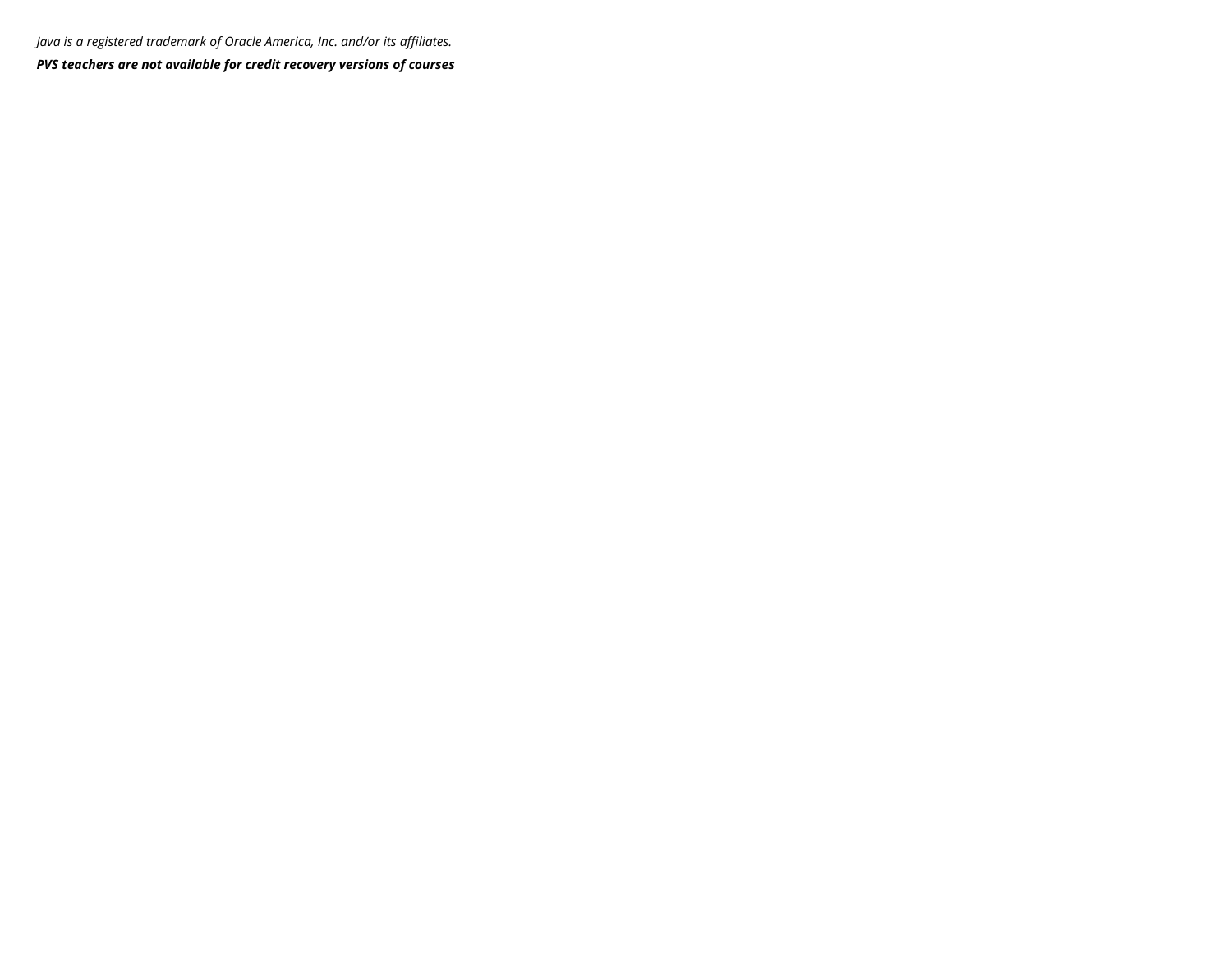*Java is a registered trademark of Oracle America, Inc. and/or its affiliates.*

***PVS teachers are not available for credit recovery versions of courses***